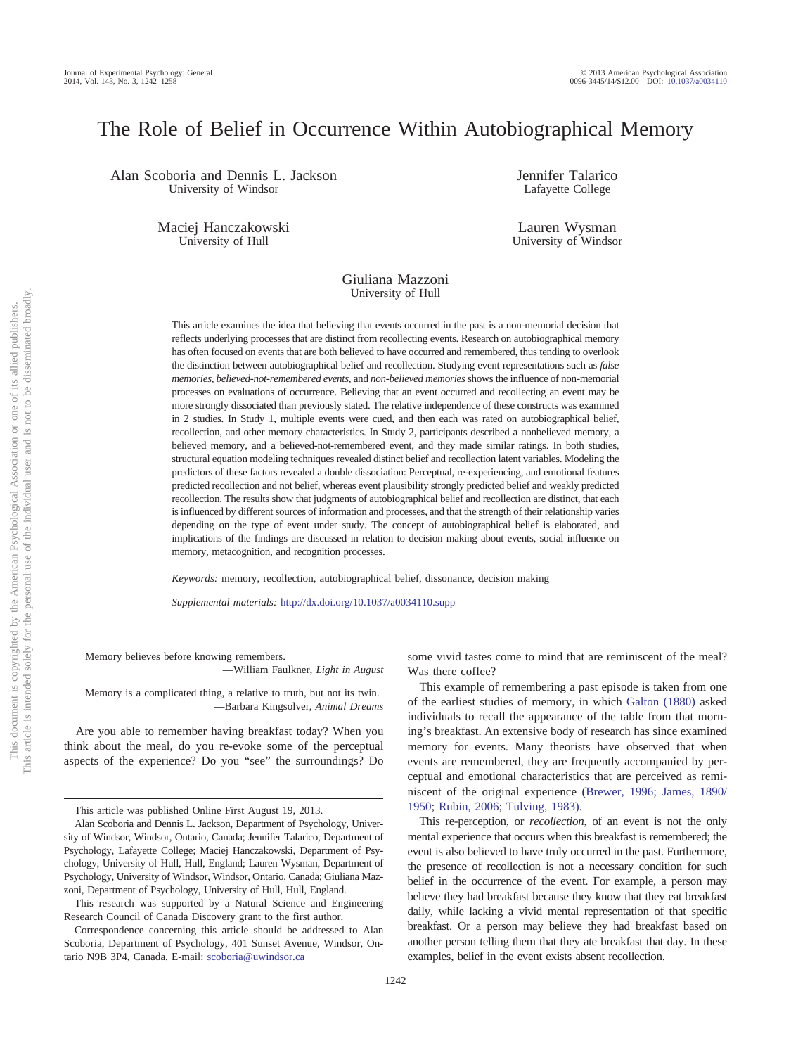# The Role of Belief in Occurrence Within Autobiographical Memory

Alan Scoboria and Dennis L. Jackson
University of Windsor

Jennifer Talarico
Lafayette College

Maciej Hanczakowski
University of Hull

Lauren Wysman
University of Windsor

Giuliana Mazzoni
University of Hull

This article examines the idea that believing that events occurred in the past is a non-memorial decision that reflects underlying processes that are distinct from recollecting events. Research on autobiographical memory has often focused on events that are both believed to have occurred and remembered, thus tending to overlook the distinction between autobiographical belief and recollection. Studying event representations such as *false memories*, *believed-not-remembered events*, and *non-believed memories* shows the influence of non-memorial processes on evaluations of occurrence. Believing that an event occurred and recollecting an event may be more strongly dissociated than previously stated. The relative independence of these constructs was examined in 2 studies. In Study 1, multiple events were cued, and then each was rated on autobiographical belief, recollection, and other memory characteristics. In Study 2, participants described a nonbelieved memory, a believed memory, and a believed-not-remembered event, and they made similar ratings. In both studies, structural equation modeling techniques revealed distinct belief and recollection latent variables. Modeling the predictors of these factors revealed a double dissociation: Perceptual, re-experiencing, and emotional features predicted recollection and not belief, whereas event plausibility strongly predicted belief and weakly predicted recollection. The results show that judgments of autobiographical belief and recollection are distinct, that each is influenced by different sources of information and processes, and that the strength of their relationship varies depending on the type of event under study. The concept of autobiographical belief is elaborated, and implications of the findings are discussed in relation to decision making about events, social influence on memory, metacognition, and recognition processes.

*Keywords:* memory, recollection, autobiographical belief, dissonance, decision making

*Supplemental materials:* http://dx.doi.org/10.1037/a0034110.supp

> Memory believes before knowing remembers.
> —William Faulkner, *Light in August*

> Memory is a complicated thing, a relative to truth, but not its twin.
> —Barbara Kingsolver, *Animal Dreams*

Are you able to remember having breakfast today? When you think about the meal, do you re-evoke some of the perceptual aspects of the experience? Do you "see" the surroundings? Do some vivid tastes come to mind that are reminiscent of the meal? Was there coffee?

This example of remembering a past episode is taken from one of the earliest studies of memory, in which Galton (1880) asked individuals to recall the appearance of the table from that morning's breakfast. An extensive body of research has since examined memory for events. Many theorists have observed that when events are remembered, they are frequently accompanied by perceptual and emotional characteristics that are perceived as reminiscent of the original experience (Brewer, 1996; James, 1890/1950; Rubin, 2006; Tulving, 1983).

This re-perception, or *recollection*, of an event is not the only mental experience that occurs when this breakfast is remembered; the event is also believed to have truly occurred in the past. Furthermore, the presence of recollection is not a necessary condition for such belief in the occurrence of the event. For example, a person may believe they had breakfast because they know that they eat breakfast daily, while lacking a vivid mental representation of that specific breakfast. Or a person may believe they had breakfast based on another person telling them that they ate breakfast that day. In these examples, belief in the event exists absent recollection.

---

This article was published Online First August 19, 2013.

Alan Scoboria and Dennis L. Jackson, Department of Psychology, University of Windsor, Windsor, Ontario, Canada; Jennifer Talarico, Department of Psychology, Lafayette College; Maciej Hanczakowski, Department of Psychology, University of Hull, Hull, England; Lauren Wysman, Department of Psychology, University of Windsor, Windsor, Ontario, Canada; Giuliana Mazzoni, Department of Psychology, University of Hull, Hull, England.

This research was supported by a Natural Science and Engineering Research Council of Canada Discovery grant to the first author.

Correspondence concerning this article should be addressed to Alan Scoboria, Department of Psychology, 401 Sunset Avenue, Windsor, Ontario N9B 3P4, Canada. E-mail: scoboria@uwindsor.ca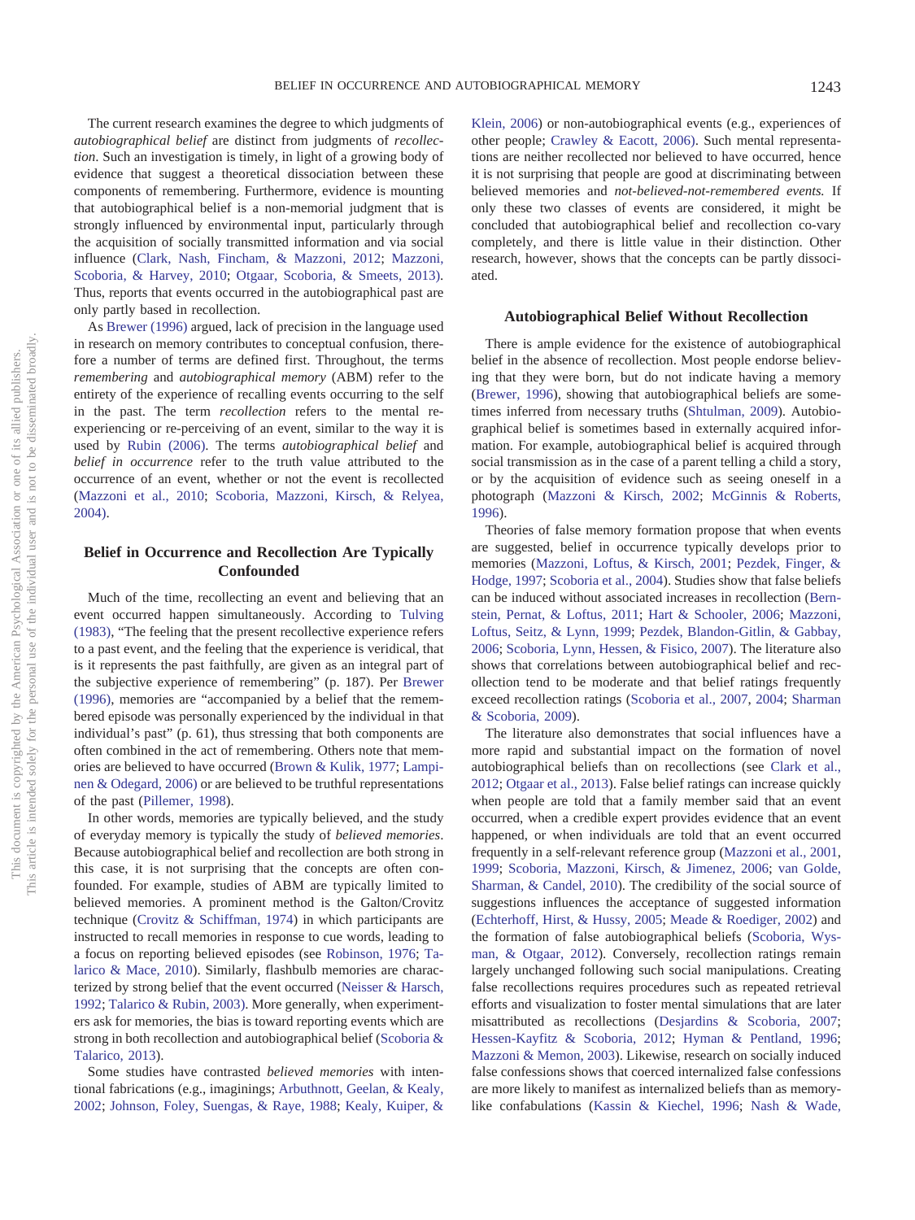The current research examines the degree to which judgments of *autobiographical belief* are distinct from judgments of *recollection*. Such an investigation is timely, in light of a growing body of evidence that suggest a theoretical dissociation between these components of remembering. Furthermore, evidence is mounting that autobiographical belief is a non-memorial judgment that is strongly influenced by environmental input, particularly through the acquisition of socially transmitted information and via social influence (Clark, Nash, Fincham, & Mazzoni, 2012; Mazzoni, Scoboria, & Harvey, 2010; Otgaar, Scoboria, & Smeets, 2013). Thus, reports that events occurred in the autobiographical past are only partly based in recollection.

As Brewer (1996) argued, lack of precision in the language used in research on memory contributes to conceptual confusion, therefore a number of terms are defined first. Throughout, the terms *remembering* and *autobiographical memory* (ABM) refer to the entirety of the experience of recalling events occurring to the self in the past. The term *recollection* refers to the mental re-experiencing or re-perceiving of an event, similar to the way it is used by Rubin (2006). The terms *autobiographical belief* and *belief in occurrence* refer to the truth value attributed to the occurrence of an event, whether or not the event is recollected (Mazzoni et al., 2010; Scoboria, Mazzoni, Kirsch, & Relyea, 2004).

## Belief in Occurrence and Recollection Are Typically Confounded

Much of the time, recollecting an event and believing that an event occurred happen simultaneously. According to Tulving (1983), "The feeling that the present recollective experience refers to a past event, and the feeling that the experience is veridical, that is it represents the past faithfully, are given as an integral part of the subjective experience of remembering" (p. 187). Per Brewer (1996), memories are "accompanied by a belief that the remembered episode was personally experienced by the individual in that individual's past" (p. 61), thus stressing that both components are often combined in the act of remembering. Others note that memories are believed to have occurred (Brown & Kulik, 1977; Lampinen & Odegard, 2006) or are believed to be truthful representations of the past (Pillemer, 1998).

In other words, memories are typically believed, and the study of everyday memory is typically the study of *believed memories*. Because autobiographical belief and recollection are both strong in this case, it is not surprising that the concepts are often confounded. For example, studies of ABM are typically limited to believed memories. A prominent method is the Galton/Crovitz technique (Crovitz & Schiffman, 1974) in which participants are instructed to recall memories in response to cue words, leading to a focus on reporting believed episodes (see Robinson, 1976; Talarico & Mace, 2010). Similarly, flashbulb memories are characterized by strong belief that the event occurred (Neisser & Harsch, 1992; Talarico & Rubin, 2003). More generally, when experimenters ask for memories, the bias is toward reporting events which are strong in both recollection and autobiographical belief (Scoboria & Talarico, 2013).

Some studies have contrasted *believed memories* with intentional fabrications (e.g., imaginings; Arbuthnott, Geelan, & Kealy, 2002; Johnson, Foley, Suengas, & Raye, 1988; Kealy, Kuiper, & Klein, 2006) or non-autobiographical events (e.g., experiences of other people; Crawley & Eacott, 2006). Such mental representations are neither recollected nor believed to have occurred, hence it is not surprising that people are good at discriminating between believed memories and *not-believed-not-remembered events.* If only these two classes of events are considered, it might be concluded that autobiographical belief and recollection co-vary completely, and there is little value in their distinction. Other research, however, shows that the concepts can be partly dissociated.

## Autobiographical Belief Without Recollection

There is ample evidence for the existence of autobiographical belief in the absence of recollection. Most people endorse believing that they were born, but do not indicate having a memory (Brewer, 1996), showing that autobiographical beliefs are sometimes inferred from necessary truths (Shtulman, 2009). Autobiographical belief is sometimes based in externally acquired information. For example, autobiographical belief is acquired through social transmission as in the case of a parent telling a child a story, or by the acquisition of evidence such as seeing oneself in a photograph (Mazzoni & Kirsch, 2002; McGinnis & Roberts, 1996).

Theories of false memory formation propose that when events are suggested, belief in occurrence typically develops prior to memories (Mazzoni, Loftus, & Kirsch, 2001; Pezdek, Finger, & Hodge, 1997; Scoboria et al., 2004). Studies show that false beliefs can be induced without associated increases in recollection (Bernstein, Pernat, & Loftus, 2011; Hart & Schooler, 2006; Mazzoni, Loftus, Seitz, & Lynn, 1999; Pezdek, Blandon-Gitlin, & Gabbay, 2006; Scoboria, Lynn, Hessen, & Fisico, 2007). The literature also shows that correlations between autobiographical belief and recollection tend to be moderate and that belief ratings frequently exceed recollection ratings (Scoboria et al., 2007, 2004; Sharman & Scoboria, 2009).

The literature also demonstrates that social influences have a more rapid and substantial impact on the formation of novel autobiographical beliefs than on recollections (see Clark et al., 2012; Otgaar et al., 2013). False belief ratings can increase quickly when people are told that a family member said that an event occurred, when a credible expert provides evidence that an event happened, or when individuals are told that an event occurred frequently in a self-relevant reference group (Mazzoni et al., 2001, 1999; Scoboria, Mazzoni, Kirsch, & Jimenez, 2006; van Golde, Sharman, & Candel, 2010). The credibility of the social source of suggestions influences the acceptance of suggested information (Echterhoff, Hirst, & Hussy, 2005; Meade & Roediger, 2002) and the formation of false autobiographical beliefs (Scoboria, Wysman, & Otgaar, 2012). Conversely, recollection ratings remain largely unchanged following such social manipulations. Creating false recollections requires procedures such as repeated retrieval efforts and visualization to foster mental simulations that are later misattributed as recollections (Desjardins & Scoboria, 2007; Hessen-Kayfitz & Scoboria, 2012; Hyman & Pentland, 1996; Mazzoni & Memon, 2003). Likewise, research on socially induced false confessions shows that coerced internalized false confessions are more likely to manifest as internalized beliefs than as memory-like confabulations (Kassin & Kiechel, 1996; Nash & Wade,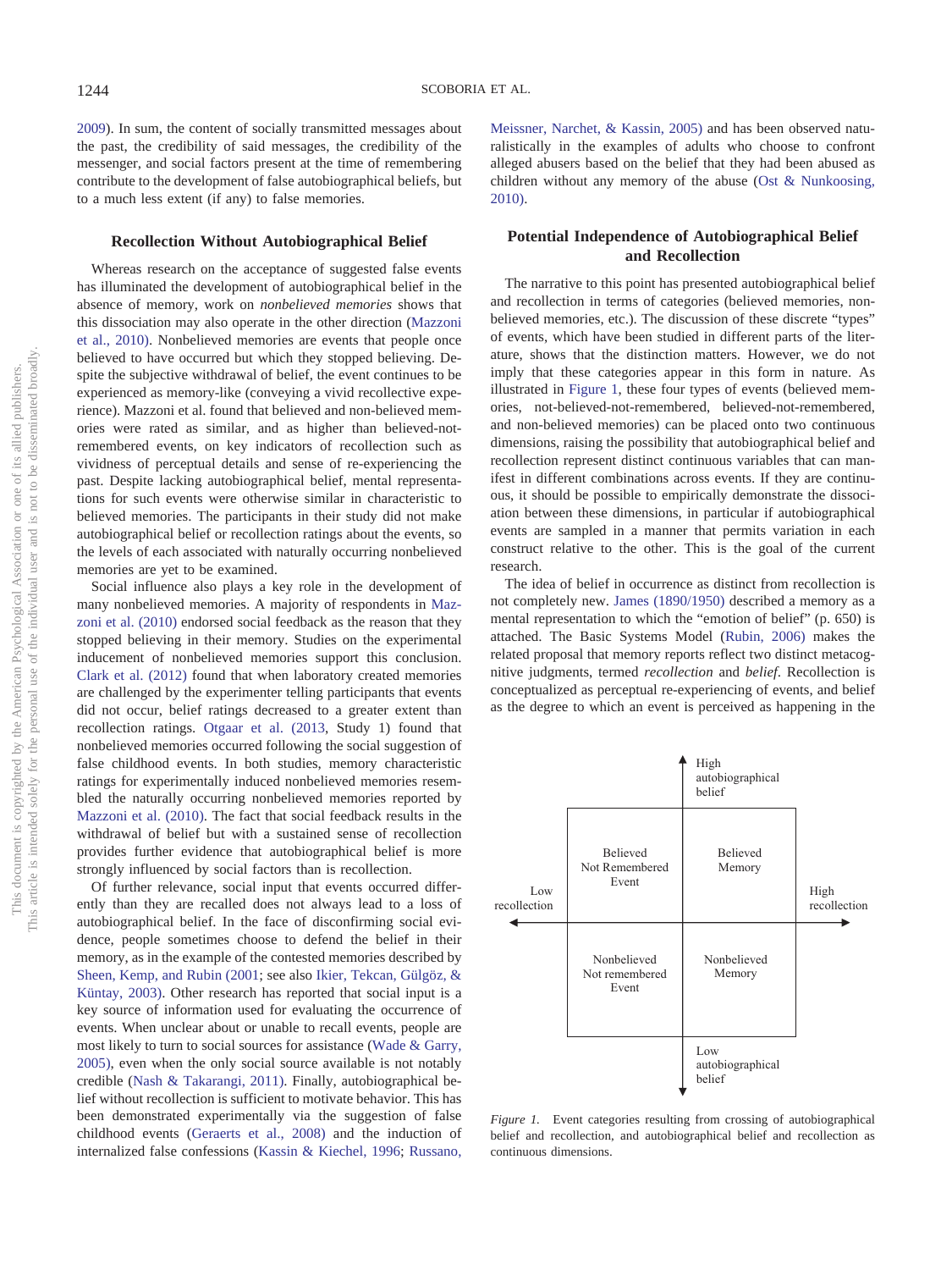2009). In sum, the content of socially transmitted messages about the past, the credibility of said messages, the credibility of the messenger, and social factors present at the time of remembering contribute to the development of false autobiographical beliefs, but to a much less extent (if any) to false memories.

## Recollection Without Autobiographical Belief

Whereas research on the acceptance of suggested false events has illuminated the development of autobiographical belief in the absence of memory, work on *nonbelieved memories* shows that this dissociation may also operate in the other direction (Mazzoni et al., 2010). Nonbelieved memories are events that people once believed to have occurred but which they stopped believing. Despite the subjective withdrawal of belief, the event continues to be experienced as memory-like (conveying a vivid recollective experience). Mazzoni et al. found that believed and non-believed memories were rated as similar, and as higher than believed-not-remembered events, on key indicators of recollection such as vividness of perceptual details and sense of re-experiencing the past. Despite lacking autobiographical belief, mental representations for such events were otherwise similar in characteristic to believed memories. The participants in their study did not make autobiographical belief or recollection ratings about the events, so the levels of each associated with naturally occurring nonbelieved memories are yet to be examined.

Social influence also plays a key role in the development of many nonbelieved memories. A majority of respondents in Mazzoni et al. (2010) endorsed social feedback as the reason that they stopped believing in their memory. Studies on the experimental inducement of nonbelieved memories support this conclusion. Clark et al. (2012) found that when laboratory created memories are challenged by the experimenter telling participants that events did not occur, belief ratings decreased to a greater extent than recollection ratings. Otgaar et al. (2013, Study 1) found that nonbelieved memories occurred following the social suggestion of false childhood events. In both studies, memory characteristic ratings for experimentally induced nonbelieved memories resembled the naturally occurring nonbelieved memories reported by Mazzoni et al. (2010). The fact that social feedback results in the withdrawal of belief but with a sustained sense of recollection provides further evidence that autobiographical belief is more strongly influenced by social factors than is recollection.

Of further relevance, social input that events occurred differently than they are recalled does not always lead to a loss of autobiographical belief. In the face of disconfirming social evidence, people sometimes choose to defend the belief in their memory, as in the example of the contested memories described by Sheen, Kemp, and Rubin (2001; see also Ikier, Tekcan, Gülgöz, & Küntay, 2003). Other research has reported that social input is a key source of information used for evaluating the occurrence of events. When unclear about or unable to recall events, people are most likely to turn to social sources for assistance (Wade & Garry, 2005), even when the only social source available is not notably credible (Nash & Takarangi, 2011). Finally, autobiographical belief without recollection is sufficient to motivate behavior. This has been demonstrated experimentally via the suggestion of false childhood events (Geraerts et al., 2008) and the induction of internalized false confessions (Kassin & Kiechel, 1996; Russano, Meissner, Narchet, & Kassin, 2005) and has been observed naturalistically in the examples of adults who choose to confront alleged abusers based on the belief that they had been abused as children without any memory of the abuse (Ost & Nunkoosing, 2010).

## Potential Independence of Autobiographical Belief and Recollection

The narrative to this point has presented autobiographical belief and recollection in terms of categories (believed memories, nonbelieved memories, etc.). The discussion of these discrete "types" of events, which have been studied in different parts of the literature, shows that the distinction matters. However, we do not imply that these categories appear in this form in nature. As illustrated in Figure 1, these four types of events (believed memories, not-believed-not-remembered, believed-not-remembered, and non-believed memories) can be placed onto two continuous dimensions, raising the possibility that autobiographical belief and recollection represent distinct continuous variables that can manifest in different combinations across events. If they are continuous, it should be possible to empirically demonstrate the dissociation between these dimensions, in particular if autobiographical events are sampled in a manner that permits variation in each construct relative to the other. This is the goal of the current research.

The idea of belief in occurrence as distinct from recollection is not completely new. James (1890/1950) described a memory as a mental representation to which the "emotion of belief" (p. 650) is attached. The Basic Systems Model (Rubin, 2006) makes the related proposal that memory reports reflect two distinct metacognitive judgments, termed *recollection* and *belief*. Recollection is conceptualized as perceptual re-experiencing of events, and belief as the degree to which an event is perceived as happening in the

| | Low recollection | High recollection |
|---|---|---|
| High autobiographical belief | Believed Not Remembered Event | Believed Memory |
| Low autobiographical belief | Nonbelieved Not remembered Event | Nonbelieved Memory |

*Figure 1.* Event categories resulting from crossing of autobiographical belief and recollection, and autobiographical belief and recollection as continuous dimensions.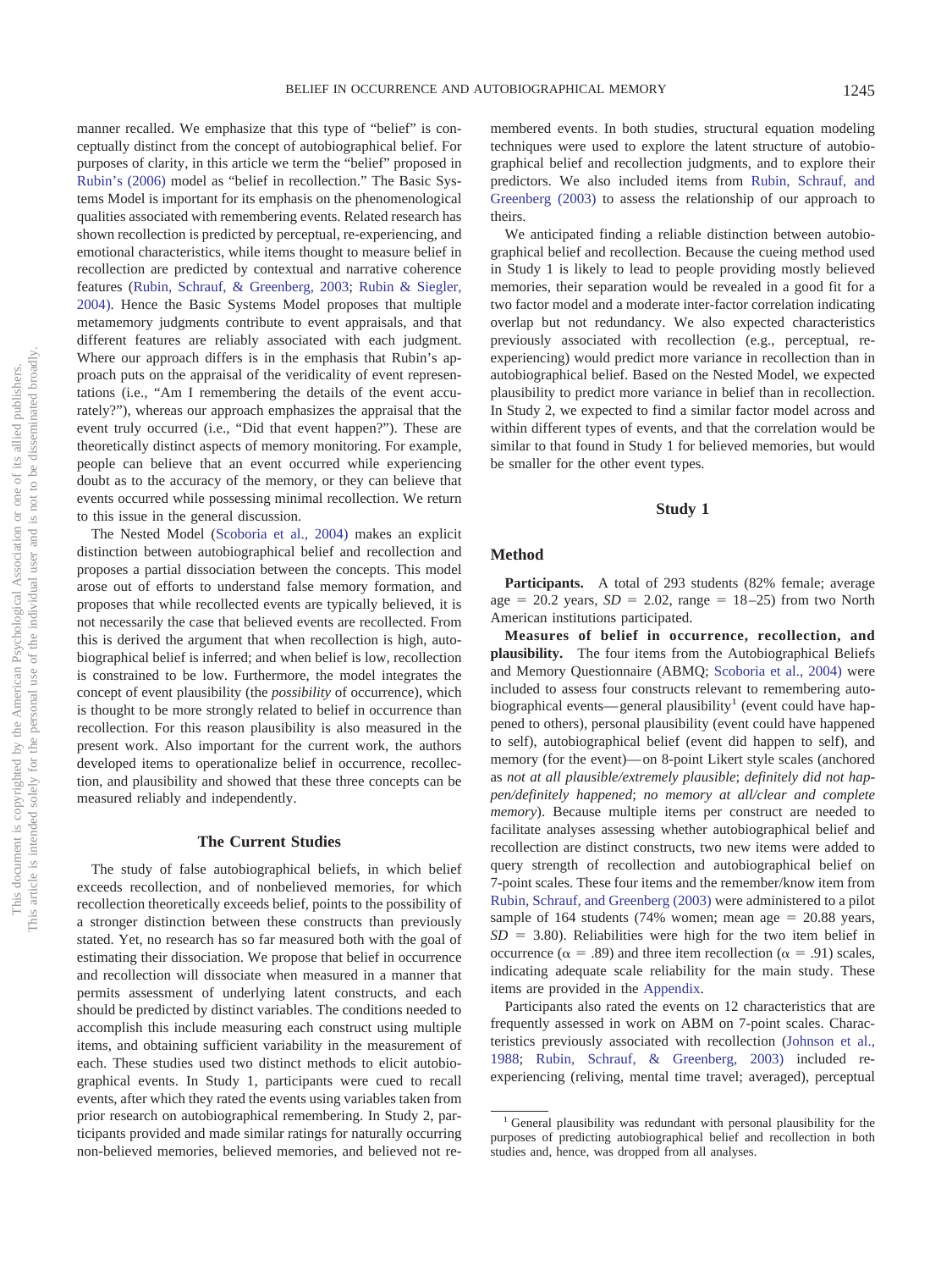manner recalled. We emphasize that this type of "belief" is conceptually distinct from the concept of autobiographical belief. For purposes of clarity, in this article we term the "belief" proposed in Rubin's (2006) model as "belief in recollection." The Basic Systems Model is important for its emphasis on the phenomenological qualities associated with remembering events. Related research has shown recollection is predicted by perceptual, re-experiencing, and emotional characteristics, while items thought to measure belief in recollection are predicted by contextual and narrative coherence features (Rubin, Schrauf, & Greenberg, 2003; Rubin & Siegler, 2004). Hence the Basic Systems Model proposes that multiple metamemory judgments contribute to event appraisals, and that different features are reliably associated with each judgment. Where our approach differs is in the emphasis that Rubin's approach puts on the appraisal of the veridicality of event representations (i.e., "Am I remembering the details of the event accurately?"), whereas our approach emphasizes the appraisal that the event truly occurred (i.e., "Did that event happen?"). These are theoretically distinct aspects of memory monitoring. For example, people can believe that an event occurred while experiencing doubt as to the accuracy of the memory, or they can believe that events occurred while possessing minimal recollection. We return to this issue in the general discussion.

The Nested Model (Scoboria et al., 2004) makes an explicit distinction between autobiographical belief and recollection and proposes a partial dissociation between the concepts. This model arose out of efforts to understand false memory formation, and proposes that while recollected events are typically believed, it is not necessarily the case that believed events are recollected. From this is derived the argument that when recollection is high, autobiographical belief is inferred; and when belief is low, recollection is constrained to be low. Furthermore, the model integrates the concept of event plausibility (the *possibility* of occurrence), which is thought to be more strongly related to belief in occurrence than recollection. For this reason plausibility is also measured in the present work. Also important for the current work, the authors developed items to operationalize belief in occurrence, recollection, and plausibility and showed that these three concepts can be measured reliably and independently.

## The Current Studies

The study of false autobiographical beliefs, in which belief exceeds recollection, and of nonbelieved memories, for which recollection theoretically exceeds belief, points to the possibility of a stronger distinction between these constructs than previously stated. Yet, no research has so far measured both with the goal of estimating their dissociation. We propose that belief in occurrence and recollection will dissociate when measured in a manner that permits assessment of underlying latent constructs, and each should be predicted by distinct variables. The conditions needed to accomplish this include measuring each construct using multiple items, and obtaining sufficient variability in the measurement of each. These studies used two distinct methods to elicit autobiographical events. In Study 1, participants were cued to recall events, after which they rated the events using variables taken from prior research on autobiographical remembering. In Study 2, participants provided and made similar ratings for naturally occurring non-believed memories, believed memories, and believed not remembered events. In both studies, structural equation modeling techniques were used to explore the latent structure of autobiographical belief and recollection judgments, and to explore their predictors. We also included items from Rubin, Schrauf, and Greenberg (2003) to assess the relationship of our approach to theirs.

We anticipated finding a reliable distinction between autobiographical belief and recollection. Because the cueing method used in Study 1 is likely to lead to people providing mostly believed memories, their separation would be revealed in a good fit for a two factor model and a moderate inter-factor correlation indicating overlap but not redundancy. We also expected characteristics previously associated with recollection (e.g., perceptual, re-experiencing) would predict more variance in recollection than in autobiographical belief. Based on the Nested Model, we expected plausibility to predict more variance in belief than in recollection. In Study 2, we expected to find a similar factor model across and within different types of events, and that the correlation would be similar to that found in Study 1 for believed memories, but would be smaller for the other event types.

## Study 1

### Method

**Participants.** A total of 293 students (82% female; average age = 20.2 years, *SD* = 2.02, range = 18–25) from two North American institutions participated.

**Measures of belief in occurrence, recollection, and plausibility.** The four items from the Autobiographical Beliefs and Memory Questionnaire (ABMQ; Scoboria et al., 2004) were included to assess four constructs relevant to remembering autobiographical events—general plausibility[1] (event could have happened to others), personal plausibility (event could have happened to self), autobiographical belief (event did happen to self), and memory (for the event)—on 8-point Likert style scales (anchored as *not at all plausible/extremely plausible*; *definitely did not happen/definitely happened*; *no memory at all/clear and complete memory*). Because multiple items per construct are needed to facilitate analyses assessing whether autobiographical belief and recollection are distinct constructs, two new items were added to query strength of recollection and autobiographical belief on 7-point scales. These four items and the remember/know item from Rubin, Schrauf, and Greenberg (2003) were administered to a pilot sample of 164 students (74% women; mean age = 20.88 years, *SD* = 3.80). Reliabilities were high for the two item belief in occurrence ($\alpha$ = .89) and three item recollection ($\alpha$ = .91) scales, indicating adequate scale reliability for the main study. These items are provided in the Appendix.

Participants also rated the events on 12 characteristics that are frequently assessed in work on ABM on 7-point scales. Characteristics previously associated with recollection (Johnson et al., 1988; Rubin, Schrauf, & Greenberg, 2003) included re-experiencing (reliving, mental time travel; averaged), perceptual

[1] General plausibility was redundant with personal plausibility for the purposes of predicting autobiographical belief and recollection in both studies and, hence, was dropped from all analyses.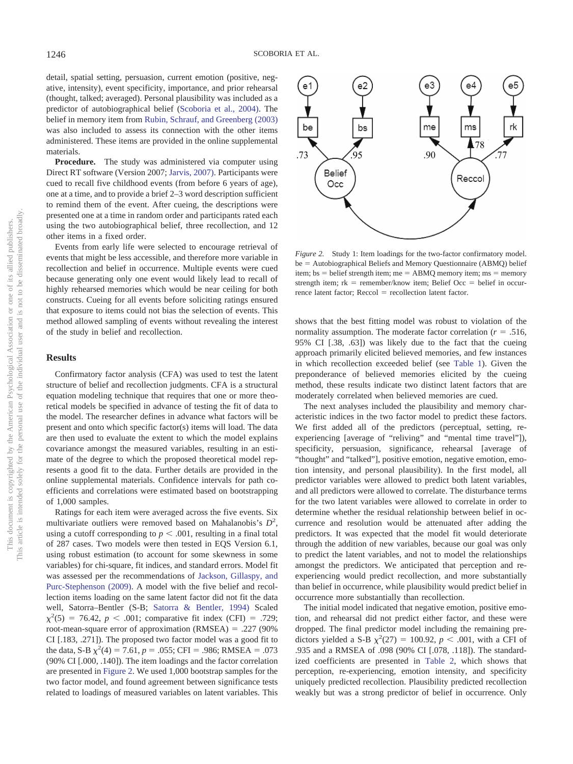detail, spatial setting, persuasion, current emotion (positive, negative, intensity), event specificity, importance, and prior rehearsal (thought, talked; averaged). Personal plausibility was included as a predictor of autobiographical belief (Scoboria et al., 2004). The belief in memory item from Rubin, Schrauf, and Greenberg (2003) was also included to assess its connection with the other items administered. These items are provided in the online supplemental materials.

**Procedure.** The study was administered via computer using Direct RT software (Version 2007; Jarvis, 2007). Participants were cued to recall five childhood events (from before 6 years of age), one at a time, and to provide a brief 2–3 word description sufficient to remind them of the event. After cueing, the descriptions were presented one at a time in random order and participants rated each using the two autobiographical belief, three recollection, and 12 other items in a fixed order.

Events from early life were selected to encourage retrieval of events that might be less accessible, and therefore more variable in recollection and belief in occurrence. Multiple events were cued because generating only one event would likely lead to recall of highly rehearsed memories which would be near ceiling for both constructs. Cueing for all events before soliciting ratings ensured that exposure to items could not bias the selection of events. This method allowed sampling of events without revealing the interest of the study in belief and recollection.

## Results

Confirmatory factor analysis (CFA) was used to test the latent structure of belief and recollection judgments. CFA is a structural equation modeling technique that requires that one or more theoretical models be specified in advance of testing the fit of data to the model. The researcher defines in advance what factors will be present and onto which specific factor(s) items will load. The data are then used to evaluate the extent to which the model explains covariance amongst the measured variables, resulting in an estimate of the degree to which the proposed theoretical model represents a good fit to the data. Further details are provided in the online supplemental materials. Confidence intervals for path coefficients and correlations were estimated based on bootstrapping of 1,000 samples.

Ratings for each item were averaged across the five events. Six multivariate outliers were removed based on Mahalanobis's $D^2$, using a cutoff corresponding to $p < .001$, resulting in a final total of 287 cases. Two models were then tested in EQS Version 6.1, using robust estimation (to account for some skewness in some variables) for chi-square, fit indices, and standard errors. Model fit was assessed per the recommendations of Jackson, Gillaspy, and Purc-Stephenson (2009). A model with the five belief and recollection items loading on the same latent factor did not fit the data well, Satorra–Bentler (S-B; Satorra & Bentler, 1994) Scaled $\chi^2(5) = 76.42$, $p < .001$; comparative fit index (CFI) $= .729$; root-mean-square error of approximation (RMSEA) $= .227$ (90% CI [.183, .271]). The proposed two factor model was a good fit to the data, S-B $\chi^2(4) = 7.61$, $p = .055$; CFI $= .986$; RMSEA $= .073$ (90% CI [.000, .140]). The item loadings and the factor correlation are presented in Figure 2. We used 1,000 bootstrap samples for the two factor model, and found agreement between significance tests related to loadings of measured variables on latent variables. This shows that the best fitting model was robust to violation of the normality assumption. The moderate factor correlation ($r = .516$, 95% CI [.38, .63]) was likely due to the fact that the cueing approach primarily elicited believed memories, and few instances in which recollection exceeded belief (see Table 1). Given the preponderance of believed memories elicited by the cueing method, these results indicate two distinct latent factors that are moderately correlated when believed memories are cued.

*Figure 2.* Study 1: Item loadings for the two-factor confirmatory model. be = Autobiographical Beliefs and Memory Questionnaire (ABMQ) belief item; bs = belief strength item; me = ABMQ memory item; ms = memory strength item; rk = remember/know item; Belief Occ = belief in occurrence latent factor; Reccol = recollection latent factor.

The next analyses included the plausibility and memory characteristic indices in the two factor model to predict these factors. We first added all of the predictors (perceptual, setting, reexperiencing [average of "reliving" and "mental time travel"]), specificity, persuasion, significance, rehearsal [average of "thought" and "talked"], positive emotion, negative emotion, emotion intensity, and personal plausibility). In the first model, all predictor variables were allowed to predict both latent variables, and all predictors were allowed to correlate. The disturbance terms for the two latent variables were allowed to correlate in order to determine whether the residual relationship between belief in occurrence and resolution would be attenuated after adding the predictors. It was expected that the model fit would deteriorate through the addition of new variables, because our goal was only to predict the latent variables, and not to model the relationships amongst the predictors. We anticipated that perception and reexperiencing would predict recollection, and more substantially than belief in occurrence, while plausibility would predict belief in occurrence more substantially than recollection.

The initial model indicated that negative emotion, positive emotion, and rehearsal did not predict either factor, and these were dropped. The final predictor model including the remaining predictors yielded a S-B $\chi^2(27) = 100.92$, $p < .001$, with a CFI of .935 and a RMSEA of .098 (90% CI [.078, .118]). The standardized coefficients are presented in Table 2, which shows that perception, re-experiencing, emotion intensity, and specificity uniquely predicted recollection. Plausibility predicted recollection weakly but was a strong predictor of belief in occurrence. Only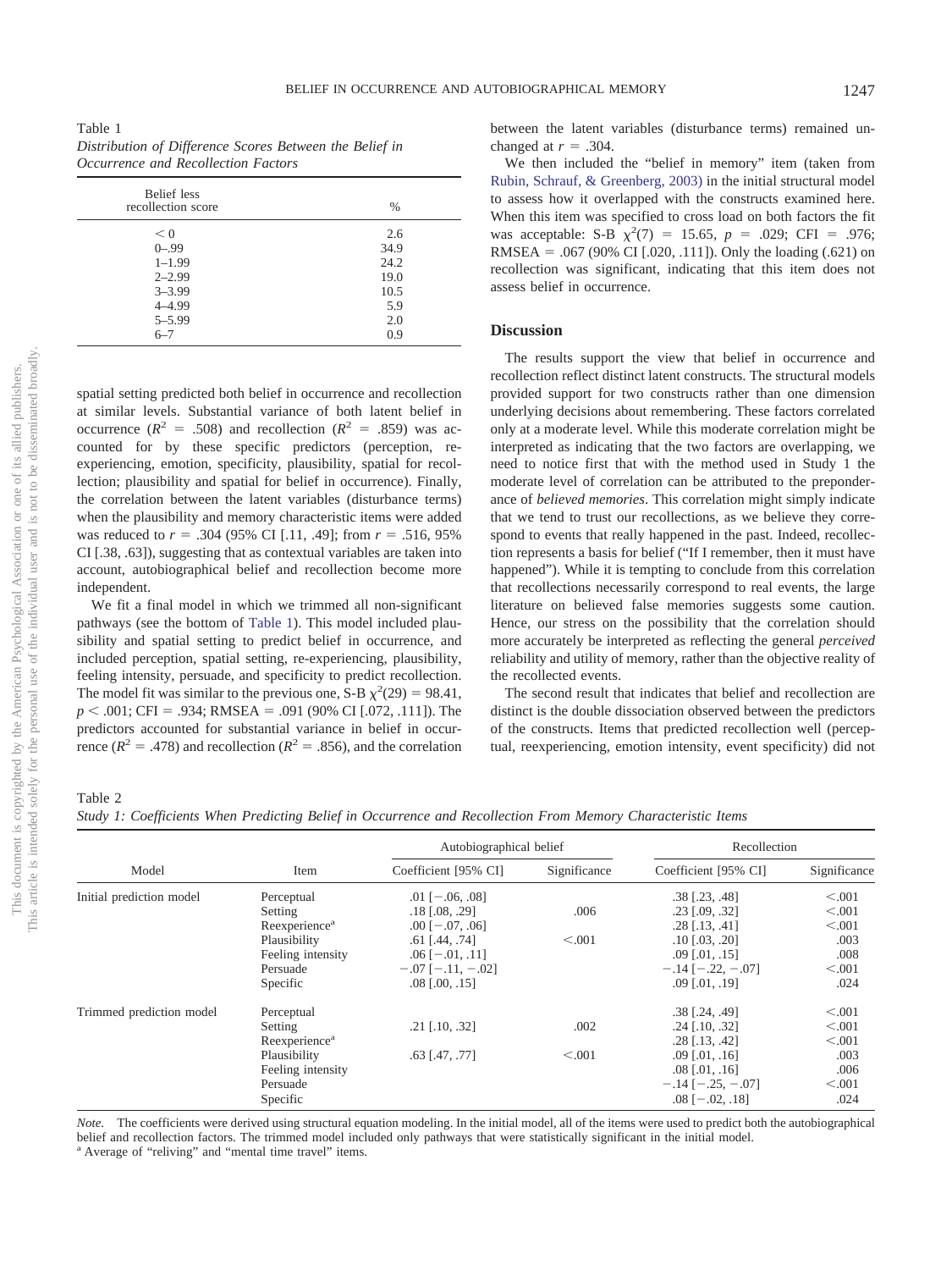Table 1
*Distribution of Difference Scores Between the Belief in Occurrence and Recollection Factors*

| Belief less recollection score | % |
|---|---|
| < 0 | 2.6 |
| 0–.99 | 34.9 |
| 1–1.99 | 24.2 |
| 2–2.99 | 19.0 |
| 3–3.99 | 10.5 |
| 4–4.99 | 5.9 |
| 5–5.99 | 2.0 |
| 6–7 | 0.9 |

spatial setting predicted both belief in occurrence and recollection at similar levels. Substantial variance of both latent belief in occurrence ($R^2$ = .508) and recollection ($R^2$ = .859) was accounted for by these specific predictors (perception, reexperiencing, emotion, specificity, plausibility, spatial for recollection; plausibility and spatial for belief in occurrence). Finally, the correlation between the latent variables (disturbance terms) when the plausibility and memory characteristic items were added was reduced to $r$ = .304 (95% CI [.11, .49]; from $r$ = .516, 95% CI [.38, .63]), suggesting that as contextual variables are taken into account, autobiographical belief and recollection become more independent.

We fit a final model in which we trimmed all non-significant pathways (see the bottom of Table 1). This model included plausibility and spatial setting to predict belief in occurrence, and included perception, spatial setting, re-experiencing, plausibility, feeling intensity, persuade, and specificity to predict recollection. The model fit was similar to the previous one, S-B $\chi^2(29)$ = 98.41, $p$ < .001; CFI = .934; RMSEA = .091 (90% CI [.072, .111]). The predictors accounted for substantial variance in belief in occurrence ($R^2$ = .478) and recollection ($R^2$ = .856), and the correlation between the latent variables (disturbance terms) remained unchanged at $r$ = .304.

We then included the "belief in memory" item (taken from Rubin, Schrauf, & Greenberg, 2003) in the initial structural model to assess how it overlapped with the constructs examined here. When this item was specified to cross load on both factors the fit was acceptable: S-B $\chi^2(7)$ = 15.65, $p$ = .029; CFI = .976; RMSEA = .067 (90% CI [.020, .111]). Only the loading (.621) on recollection was significant, indicating that this item does not assess belief in occurrence.

## Discussion

The results support the view that belief in occurrence and recollection reflect distinct latent constructs. The structural models provided support for two constructs rather than one dimension underlying decisions about remembering. These factors correlated only at a moderate level. While this moderate correlation might be interpreted as indicating that the two factors are overlapping, we need to notice first that with the method used in Study 1 the moderate level of correlation can be attributed to the preponderance of *believed memories*. This correlation might simply indicate that we tend to trust our recollections, as we believe they correspond to events that really happened in the past. Indeed, recollection represents a basis for belief ("If I remember, then it must have happened"). While it is tempting to conclude from this correlation that recollections necessarily correspond to real events, the large literature on believed false memories suggests some caution. Hence, our stress on the possibility that the correlation should more accurately be interpreted as reflecting the general *perceived* reliability and utility of memory, rather than the objective reality of the recollected events.

The second result that indicates that belief and recollection are distinct is the double dissociation observed between the predictors of the constructs. Items that predicted recollection well (perceptual, reexperiencing, emotion intensity, event specificity) did not

Table 2
*Study 1: Coefficients When Predicting Belief in Occurrence and Recollection From Memory Characteristic Items*

| Model | Item | Autobiographical belief | | Recollection | |
|---|---|---|---|---|---|
| | | Coefficient [95% CI] | Significance | Coefficient [95% CI] | Significance |
| Initial prediction model | Perceptual | .01 [−.06, .08] | | .38 [.23, .48] | <.001 |
| | Setting | .18 [.08, .29] | .006 | .23 [.09, .32] | <.001 |
| | Reexperience[a] | .00 [−.07, .06] | | .28 [.13, .41] | <.001 |
| | Plausibility | .61 [.44, .74] | <.001 | .10 [.03, .20] | .003 |
| | Feeling intensity | .06 [−.01, .11] | | .09 [.01, .15] | .008 |
| | Persuade | −.07 [−.11, −.02] | | −.14 [−.22, −.07] | <.001 |
| | Specific | .08 [.00, .15] | | .09 [.01, .19] | .024 |
| Trimmed prediction model | Perceptual | | | .38 [.24, .49] | <.001 |
| | Setting | .21 [.10, .32] | .002 | .24 [.10, .32] | <.001 |
| | Reexperience[a] | | | .28 [.13, .42] | <.001 |
| | Plausibility | .63 [.47, .77] | <.001 | .09 [.01, .16] | .003 |
| | Feeling intensity | | | .08 [.01, .16] | .006 |
| | Persuade | | | −.14 [−.25, −.07] | <.001 |
| | Specific | | | .08 [−.02, .18] | .024 |

*Note.* The coefficients were derived using structural equation modeling. In the initial model, all of the items were used to predict both the autobiographical belief and recollection factors. The trimmed model included only pathways that were statistically significant in the initial model.
[a] Average of "reliving" and "mental time travel" items.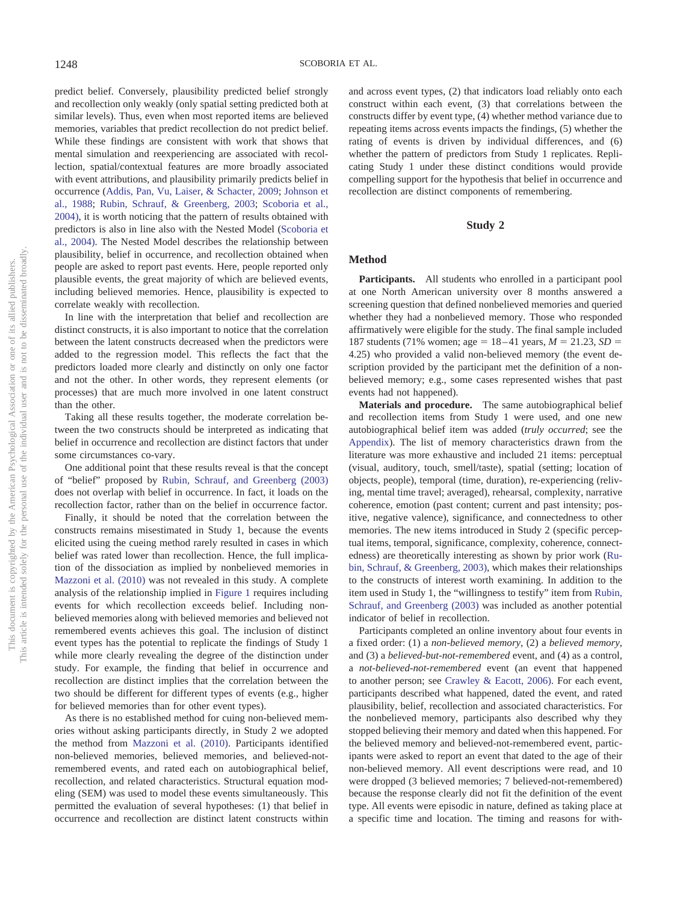predict belief. Conversely, plausibility predicted belief strongly and recollection only weakly (only spatial setting predicted both at similar levels). Thus, even when most reported items are believed memories, variables that predict recollection do not predict belief. While these findings are consistent with work that shows that mental simulation and reexperiencing are associated with recollection, spatial/contextual features are more broadly associated with event attributions, and plausibility primarily predicts belief in occurrence (Addis, Pan, Vu, Laiser, & Schacter, 2009; Johnson et al., 1988; Rubin, Schrauf, & Greenberg, 2003; Scoboria et al., 2004), it is worth noticing that the pattern of results obtained with predictors is also in line also with the Nested Model (Scoboria et al., 2004). The Nested Model describes the relationship between plausibility, belief in occurrence, and recollection obtained when people are asked to report past events. Here, people reported only plausible events, the great majority of which are believed events, including believed memories. Hence, plausibility is expected to correlate weakly with recollection.

In line with the interpretation that belief and recollection are distinct constructs, it is also important to notice that the correlation between the latent constructs decreased when the predictors were added to the regression model. This reflects the fact that the predictors loaded more clearly and distinctly on only one factor and not the other. In other words, they represent elements (or processes) that are much more involved in one latent construct than the other.

Taking all these results together, the moderate correlation between the two constructs should be interpreted as indicating that belief in occurrence and recollection are distinct factors that under some circumstances co-vary.

One additional point that these results reveal is that the concept of "belief" proposed by Rubin, Schrauf, and Greenberg (2003) does not overlap with belief in occurrence. In fact, it loads on the recollection factor, rather than on the belief in occurrence factor.

Finally, it should be noted that the correlation between the constructs remains misestimated in Study 1, because the events elicited using the cueing method rarely resulted in cases in which belief was rated lower than recollection. Hence, the full implication of the dissociation as implied by nonbelieved memories in Mazzoni et al. (2010) was not revealed in this study. A complete analysis of the relationship implied in Figure 1 requires including events for which recollection exceeds belief. Including nonbelieved memories along with believed memories and believed not remembered events achieves this goal. The inclusion of distinct event types has the potential to replicate the findings of Study 1 while more clearly revealing the degree of the distinction under study. For example, the finding that belief in occurrence and recollection are distinct implies that the correlation between the two should be different for different types of events (e.g., higher for believed memories than for other event types).

As there is no established method for cuing non-believed memories without asking participants directly, in Study 2 we adopted the method from Mazzoni et al. (2010). Participants identified non-believed memories, believed memories, and believed-not-remembered events, and rated each on autobiographical belief, recollection, and related characteristics. Structural equation modeling (SEM) was used to model these events simultaneously. This permitted the evaluation of several hypotheses: (1) that belief in occurrence and recollection are distinct latent constructs within and across event types, (2) that indicators load reliably onto each construct within each event, (3) that correlations between the constructs differ by event type, (4) whether method variance due to repeating items across events impacts the findings, (5) whether the rating of events is driven by individual differences, and (6) whether the pattern of predictors from Study 1 replicates. Replicating Study 1 under these distinct conditions would provide compelling support for the hypothesis that belief in occurrence and recollection are distinct components of remembering.

## Study 2

### Method

**Participants.** All students who enrolled in a participant pool at one North American university over 8 months answered a screening question that defined nonbelieved memories and queried whether they had a nonbelieved memory. Those who responded affirmatively were eligible for the study. The final sample included 187 students (71% women; age = 18–41 years, $M = 21.23$, $SD = 4.25$) who provided a valid non-believed memory (the event description provided by the participant met the definition of a nonbelieved memory; e.g., some cases represented wishes that past events had not happened).

**Materials and procedure.** The same autobiographical belief and recollection items from Study 1 were used, and one new autobiographical belief item was added (*truly occurred*; see the Appendix). The list of memory characteristics drawn from the literature was more exhaustive and included 21 items: perceptual (visual, auditory, touch, smell/taste), spatial (setting; location of objects, people), temporal (time, duration), re-experiencing (reliving, mental time travel; averaged), rehearsal, complexity, narrative coherence, emotion (past content; current and past intensity; positive, negative valence), significance, and connectedness to other memories. The new items introduced in Study 2 (specific perceptual items, temporal, significance, complexity, coherence, connectedness) are theoretically interesting as shown by prior work (Rubin, Schrauf, & Greenberg, 2003), which makes their relationships to the constructs of interest worth examining. In addition to the item used in Study 1, the "willingness to testify" item from Rubin, Schrauf, and Greenberg (2003) was included as another potential indicator of belief in recollection.

Participants completed an online inventory about four events in a fixed order: (1) a *non-believed memory*, (2) a *believed memory*, and (3) a *believed-but-not-remembered* event, and (4) as a control, a *not-believed-not-remembered* event (an event that happened to another person; see Crawley & Eacott, 2006). For each event, participants described what happened, dated the event, and rated plausibility, belief, recollection and associated characteristics. For the nonbelieved memory, participants also described why they stopped believing their memory and dated when this happened. For the believed memory and believed-not-remembered event, participants were asked to report an event that dated to the age of their non-believed memory. All event descriptions were read, and 10 were dropped (3 believed memories; 7 believed-not-remembered) because the response clearly did not fit the definition of the event type. All events were episodic in nature, defined as taking place at a specific time and location. The timing and reasons for with-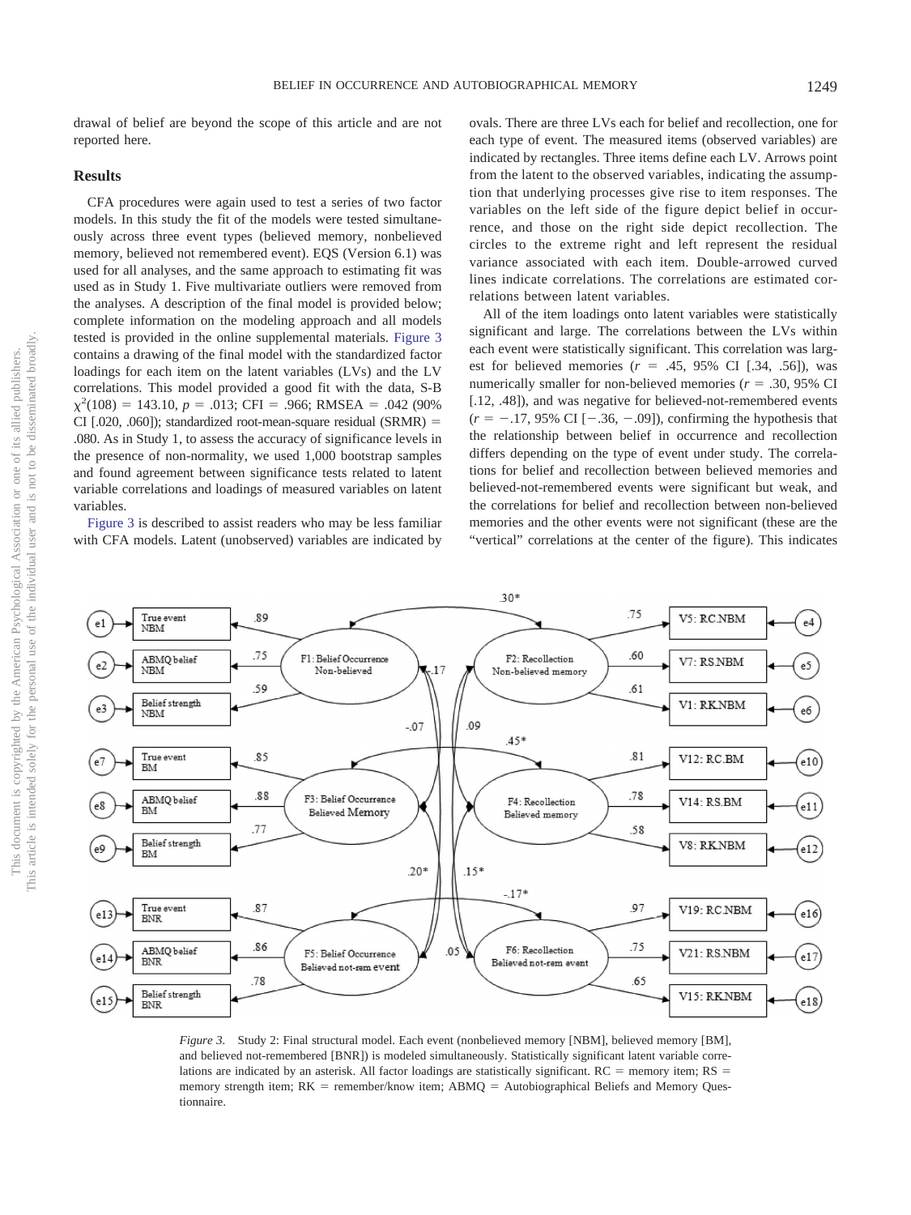drawal of belief are beyond the scope of this article and are not reported here.

## Results

CFA procedures were again used to test a series of two factor models. In this study the fit of the models were tested simultaneously across three event types (believed memory, nonbelieved memory, believed not remembered event). EQS (Version 6.1) was used for all analyses, and the same approach to estimating fit was used as in Study 1. Five multivariate outliers were removed from the analyses. A description of the final model is provided below; complete information on the modeling approach and all models tested is provided in the online supplemental materials. Figure 3 contains a drawing of the final model with the standardized factor loadings for each item on the latent variables (LVs) and the LV correlations. This model provided a good fit with the data, S-B $\chi^2(108) = 143.10$, $p = .013$; CFI = .966; RMSEA = .042 (90% CI [.020, .060]); standardized root-mean-square residual (SRMR) = .080. As in Study 1, to assess the accuracy of significance levels in the presence of non-normality, we used 1,000 bootstrap samples and found agreement between significance tests related to latent variable correlations and loadings of measured variables on latent variables.

Figure 3 is described to assist readers who may be less familiar with CFA models. Latent (unobserved) variables are indicated by ovals. There are three LVs each for belief and recollection, one for each type of event. The measured items (observed variables) are indicated by rectangles. Three items define each LV. Arrows point from the latent to the observed variables, indicating the assumption that underlying processes give rise to item responses. The variables on the left side of the figure depict belief in occurrence, and those on the right side depict recollection. The circles to the extreme right and left represent the residual variance associated with each item. Double-arrowed curved lines indicate correlations. The correlations are estimated correlations between latent variables.

All of the item loadings onto latent variables were statistically significant and large. The correlations between the LVs within each event were statistically significant. This correlation was largest for believed memories ($r$ = .45, 95% CI [.34, .56]), was numerically smaller for non-believed memories ($r$ = .30, 95% CI [.12, .48]), and was negative for believed-not-remembered events ($r$ = −.17, 95% CI [−.36, −.09]), confirming the hypothesis that the relationship between belief in occurrence and recollection differs depending on the type of event under study. The correlations for belief and recollection between believed memories and believed-not-remembered events were significant but weak, and the correlations for belief and recollection between non-believed memories and the other events were not significant (these are the "vertical" correlations at the center of the figure). This indicates

*Figure 3.* Study 2: Final structural model. Each event (nonbelieved memory [NBM], believed memory [BM], and believed not-remembered [BNR]) is modeled simultaneously. Statistically significant latent variable correlations are indicated by an asterisk. All factor loadings are statistically significant. RC = memory item; RS = memory strength item; RK = remember/know item; ABMQ = Autobiographical Beliefs and Memory Questionnaire.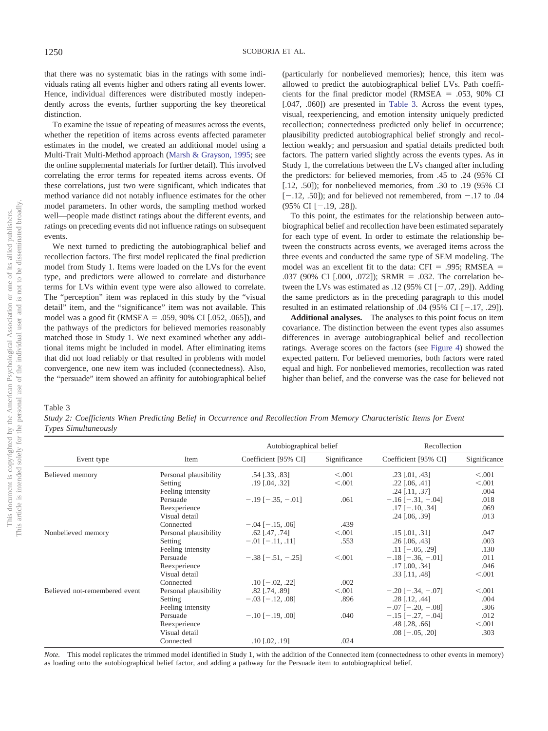that there was no systematic bias in the ratings with some individuals rating all events higher and others rating all events lower. Hence, individual differences were distributed mostly independently across the events, further supporting the key theoretical distinction.

To examine the issue of repeating of measures across the events, whether the repetition of items across events affected parameter estimates in the model, we created an additional model using a Multi-Trait Multi-Method approach (Marsh & Grayson, 1995; see the online supplemental materials for further detail). This involved correlating the error terms for repeated items across events. Of these correlations, just two were significant, which indicates that method variance did not notably influence estimates for the other model parameters. In other words, the sampling method worked well—people made distinct ratings about the different events, and ratings on preceding events did not influence ratings on subsequent events.

We next turned to predicting the autobiographical belief and recollection factors. The first model replicated the final prediction model from Study 1. Items were loaded on the LVs for the event type, and predictors were allowed to correlate and disturbance terms for LVs within event type were also allowed to correlate. The "perception" item was replaced in this study by the "visual detail" item, and the "significance" item was not available. This model was a good fit (RMSEA = .059, 90% CI [.052, .065]), and the pathways of the predictors for believed memories reasonably matched those in Study 1. We next examined whether any additional items might be included in model. After eliminating items that did not load reliably or that resulted in problems with model convergence, one new item was included (connectedness). Also, the "persuade" item showed an affinity for autobiographical belief (particularly for nonbelieved memories); hence, this item was allowed to predict the autobiographical belief LVs. Path coefficients for the final predictor model (RMSEA = .053, 90% CI [.047, .060]) are presented in Table 3. Across the event types, visual, reexperiencing, and emotion intensity uniquely predicted recollection; connectedness predicted only belief in occurrence; plausibility predicted autobiographical belief strongly and recollection weakly; and persuasion and spatial details predicted both factors. The pattern varied slightly across the events types. As in Study 1, the correlations between the LVs changed after including the predictors: for believed memories, from .45 to .24 (95% CI [.12, .50]); for nonbelieved memories, from .30 to .19 (95% CI [−.12, .50]); and for believed not remembered, from −.17 to .04 (95% CI [−.19, .28]).

To this point, the estimates for the relationship between autobiographical belief and recollection have been estimated separately for each type of event. In order to estimate the relationship between the constructs across events, we averaged items across the three events and conducted the same type of SEM modeling. The model was an excellent fit to the data: CFI = .995; RMSEA = .037 (90% CI [.000, .072]); SRMR = .032. The correlation between the LVs was estimated as .12 (95% CI [−.07, .29]). Adding the same predictors as in the preceding paragraph to this model resulted in an estimated relationship of .04 (95% CI [−.17, .29]).

**Additional analyses.** The analyses to this point focus on item covariance. The distinction between the event types also assumes differences in average autobiographical belief and recollection ratings. Average scores on the factors (see Figure 4) showed the expected pattern. For believed memories, both factors were rated equal and high. For nonbelieved memories, recollection was rated higher than belief, and the converse was the case for believed not

Table 3
*Study 2: Coefficients When Predicting Belief in Occurrence and Recollection From Memory Characteristic Items for Event Types Simultaneously*

| Event type | Item | Autobiographical belief | | Recollection | |
|---|---|---|---|---|---|
| | | Coefficient [95% CI] | Significance | Coefficient [95% CI] | Significance |
| Believed memory | Personal plausibility | .54 [.33, .83] | <.001 | .23 [.01, .43] | <.001 |
| | Setting | .19 [.04, .32] | <.001 | .22 [.06, .41] | <.001 |
| | Feeling intensity | | | .24 [.11, .37] | .004 |
| | Persuade | −.19 [−.35, −.01] | .061 | −.16 [−.31, −.04] | .018 |
| | Reexperience | | | .17 [−.10, .34] | .069 |
| | Visual detail | | | .24 [.06, .39] | .013 |
| | Connected | −.04 [−.15, .06] | .439 | | |
| Nonbelieved memory | Personal plausibility | .62 [.47, .74] | <.001 | .15 [.01, .31] | .047 |
| | Setting | −.01 [−.11, .11] | .553 | .26 [.06, .43] | .003 |
| | Feeling intensity | | | .11 [−.05, .29] | .130 |
| | Persuade | −.38 [−.51, −.25] | <.001 | −.18 [−.36, −.01] | .011 |
| | Reexperience | | | .17 [.00, .34] | .046 |
| | Visual detail | | | .33 [.11, .48] | <.001 |
| | Connected | .10 [−.02, .22] | .002 | | |
| Believed not-remembered event | Personal plausibility | .82 [.74, .89] | <.001 | −.20 [−.34, −.07] | <.001 |
| | Setting | −.03 [−.12, .08] | .896 | .28 [.12, .44] | .004 |
| | Feeling intensity | | | −.07 [−.20, −.08] | .306 |
| | Persuade | −.10 [−.19, .00] | .040 | −.15 [−.27, −.04] | .012 |
| | Reexperience | | | .48 [.28, .66] | <.001 |
| | Visual detail | | | .08 [−.05, .20] | .303 |
| | Connected | .10 [.02, .19] | .024 | | |

*Note.* This model replicates the trimmed model identified in Study 1, with the addition of the Connected item (connectedness to other events in memory) as loading onto the autobiographical belief factor, and adding a pathway for the Persuade item to autobiographical belief.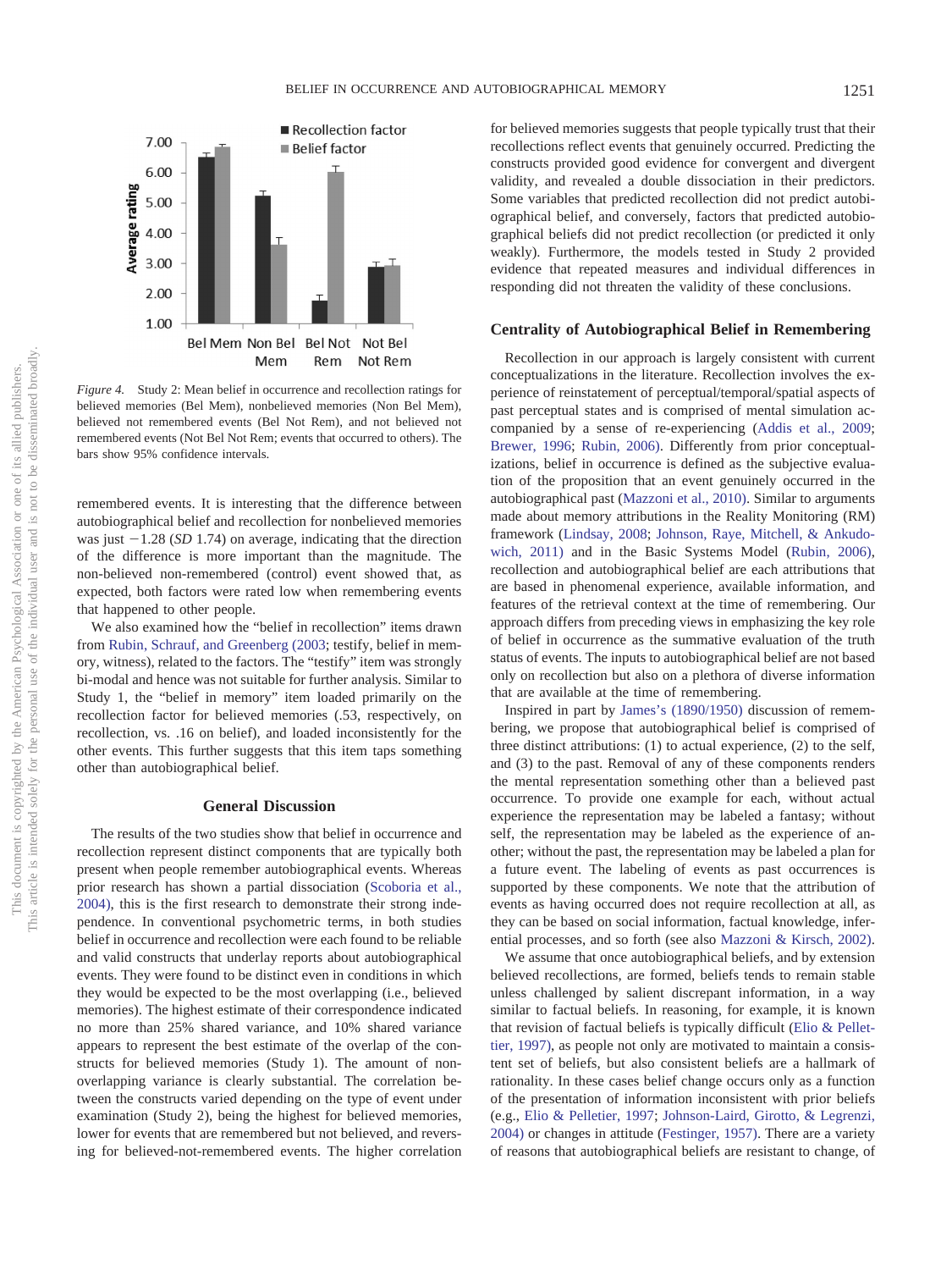*Figure 4.* Study 2: Mean belief in occurrence and recollection ratings for believed memories (Bel Mem), nonbelieved memories (Non Bel Mem), believed not remembered events (Bel Not Rem), and not believed not remembered events (Not Bel Not Rem; events that occurred to others). The bars show 95% confidence intervals.

remembered events. It is interesting that the difference between autobiographical belief and recollection for nonbelieved memories was just −1.28 (*SD* 1.74) on average, indicating that the direction of the difference is more important than the magnitude. The non-believed non-remembered (control) event showed that, as expected, both factors were rated low when remembering events that happened to other people.

We also examined how the "belief in recollection" items drawn from Rubin, Schrauf, and Greenberg (2003; testify, belief in memory, witness), related to the factors. The "testify" item was strongly bi-modal and hence was not suitable for further analysis. Similar to Study 1, the "belief in memory" item loaded primarily on the recollection factor for believed memories (.53, respectively, on recollection, vs. .16 on belief), and loaded inconsistently for the other events. This further suggests that this item taps something other than autobiographical belief.

## General Discussion

The results of the two studies show that belief in occurrence and recollection represent distinct components that are typically both present when people remember autobiographical events. Whereas prior research has shown a partial dissociation (Scoboria et al., 2004), this is the first research to demonstrate their strong independence. In conventional psychometric terms, in both studies belief in occurrence and recollection were each found to be reliable and valid constructs that underlay reports about autobiographical events. They were found to be distinct even in conditions in which they would be expected to be the most overlapping (i.e., believed memories). The highest estimate of their correspondence indicated no more than 25% shared variance, and 10% shared variance appears to represent the best estimate of the overlap of the constructs for believed memories (Study 1). The amount of non-overlapping variance is clearly substantial. The correlation between the constructs varied depending on the type of event under examination (Study 2), being the highest for believed memories, lower for events that are remembered but not believed, and reversing for believed-not-remembered events. The higher correlation for believed memories suggests that people typically trust that their recollections reflect events that genuinely occurred. Predicting the constructs provided good evidence for convergent and divergent validity, and revealed a double dissociation in their predictors. Some variables that predicted recollection did not predict autobiographical belief, and conversely, factors that predicted autobiographical beliefs did not predict recollection (or predicted it only weakly). Furthermore, the models tested in Study 2 provided evidence that repeated measures and individual differences in responding did not threaten the validity of these conclusions.

### Centrality of Autobiographical Belief in Remembering

Recollection in our approach is largely consistent with current conceptualizations in the literature. Recollection involves the experience of reinstatement of perceptual/temporal/spatial aspects of past perceptual states and is comprised of mental simulation accompanied by a sense of re-experiencing (Addis et al., 2009; Brewer, 1996; Rubin, 2006). Differently from prior conceptualizations, belief in occurrence is defined as the subjective evaluation of the proposition that an event genuinely occurred in the autobiographical past (Mazzoni et al., 2010). Similar to arguments made about memory attributions in the Reality Monitoring (RM) framework (Lindsay, 2008; Johnson, Raye, Mitchell, & Ankudowich, 2011) and in the Basic Systems Model (Rubin, 2006), recollection and autobiographical belief are each attributions that are based in phenomenal experience, available information, and features of the retrieval context at the time of remembering. Our approach differs from preceding views in emphasizing the key role of belief in occurrence as the summative evaluation of the truth status of events. The inputs to autobiographical belief are not based only on recollection but also on a plethora of diverse information that are available at the time of remembering.

Inspired in part by James's (1890/1950) discussion of remembering, we propose that autobiographical belief is comprised of three distinct attributions: (1) to actual experience, (2) to the self, and (3) to the past. Removal of any of these components renders the mental representation something other than a believed past occurrence. To provide one example for each, without actual experience the representation may be labeled a fantasy; without self, the representation may be labeled as the experience of another; without the past, the representation may be labeled a plan for a future event. The labeling of events as past occurrences is supported by these components. We note that the attribution of events as having occurred does not require recollection at all, as they can be based on social information, factual knowledge, inferential processes, and so forth (see also Mazzoni & Kirsch, 2002).

We assume that once autobiographical beliefs, and by extension believed recollections, are formed, beliefs tends to remain stable unless challenged by salient discrepant information, in a way similar to factual beliefs. In reasoning, for example, it is known that revision of factual beliefs is typically difficult (Elio & Pelletier, 1997), as people not only are motivated to maintain a consistent set of beliefs, but also consistent beliefs are a hallmark of rationality. In these cases belief change occurs only as a function of the presentation of information inconsistent with prior beliefs (e.g., Elio & Pelletier, 1997; Johnson-Laird, Girotto, & Legrenzi, 2004) or changes in attitude (Festinger, 1957). There are a variety of reasons that autobiographical beliefs are resistant to change, of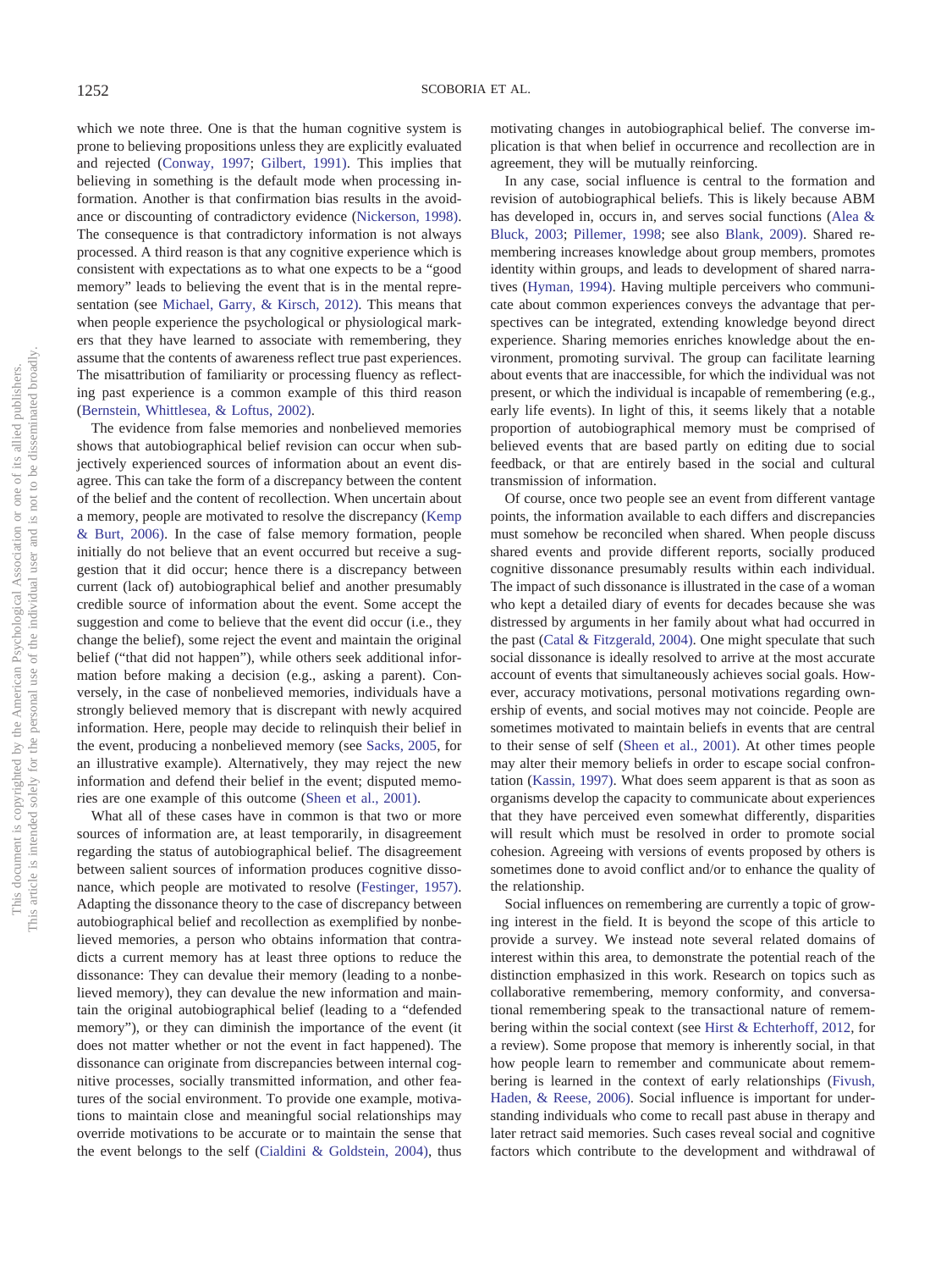which we note three. One is that the human cognitive system is prone to believing propositions unless they are explicitly evaluated and rejected (Conway, 1997; Gilbert, 1991). This implies that believing in something is the default mode when processing information. Another is that confirmation bias results in the avoidance or discounting of contradictory evidence (Nickerson, 1998). The consequence is that contradictory information is not always processed. A third reason is that any cognitive experience which is consistent with expectations as to what one expects to be a "good memory" leads to believing the event that is in the mental representation (see Michael, Garry, & Kirsch, 2012). This means that when people experience the psychological or physiological markers that they have learned to associate with remembering, they assume that the contents of awareness reflect true past experiences. The misattribution of familiarity or processing fluency as reflecting past experience is a common example of this third reason (Bernstein, Whittlesea, & Loftus, 2002).

The evidence from false memories and nonbelieved memories shows that autobiographical belief revision can occur when subjectively experienced sources of information about an event disagree. This can take the form of a discrepancy between the content of the belief and the content of recollection. When uncertain about a memory, people are motivated to resolve the discrepancy (Kemp & Burt, 2006). In the case of false memory formation, people initially do not believe that an event occurred but receive a suggestion that it did occur; hence there is a discrepancy between current (lack of) autobiographical belief and another presumably credible source of information about the event. Some accept the suggestion and come to believe that the event did occur (i.e., they change the belief), some reject the event and maintain the original belief ("that did not happen"), while others seek additional information before making a decision (e.g., asking a parent). Conversely, in the case of nonbelieved memories, individuals have a strongly believed memory that is discrepant with newly acquired information. Here, people may decide to relinquish their belief in the event, producing a nonbelieved memory (see Sacks, 2005, for an illustrative example). Alternatively, they may reject the new information and defend their belief in the event; disputed memories are one example of this outcome (Sheen et al., 2001).

What all of these cases have in common is that two or more sources of information are, at least temporarily, in disagreement regarding the status of autobiographical belief. The disagreement between salient sources of information produces cognitive dissonance, which people are motivated to resolve (Festinger, 1957). Adapting the dissonance theory to the case of discrepancy between autobiographical belief and recollection as exemplified by nonbelieved memories, a person who obtains information that contradicts a current memory has at least three options to reduce the dissonance: They can devalue their memory (leading to a nonbelieved memory), they can devalue the new information and maintain the original autobiographical belief (leading to a "defended memory"), or they can diminish the importance of the event (it does not matter whether or not the event in fact happened). The dissonance can originate from discrepancies between internal cognitive processes, socially transmitted information, and other features of the social environment. To provide one example, motivations to maintain close and meaningful social relationships may override motivations to be accurate or to maintain the sense that the event belongs to the self (Cialdini & Goldstein, 2004), thus motivating changes in autobiographical belief. The converse implication is that when belief in occurrence and recollection are in agreement, they will be mutually reinforcing.

In any case, social influence is central to the formation and revision of autobiographical beliefs. This is likely because ABM has developed in, occurs in, and serves social functions (Alea & Bluck, 2003; Pillemer, 1998; see also Blank, 2009). Shared remembering increases knowledge about group members, promotes identity within groups, and leads to development of shared narratives (Hyman, 1994). Having multiple perceivers who communicate about common experiences conveys the advantage that perspectives can be integrated, extending knowledge beyond direct experience. Sharing memories enriches knowledge about the environment, promoting survival. The group can facilitate learning about events that are inaccessible, for which the individual was not present, or which the individual is incapable of remembering (e.g., early life events). In light of this, it seems likely that a notable proportion of autobiographical memory must be comprised of believed events that are based partly on editing due to social feedback, or that are entirely based in the social and cultural transmission of information.

Of course, once two people see an event from different vantage points, the information available to each differs and discrepancies must somehow be reconciled when shared. When people discuss shared events and provide different reports, socially produced cognitive dissonance presumably results within each individual. The impact of such dissonance is illustrated in the case of a woman who kept a detailed diary of events for decades because she was distressed by arguments in her family about what had occurred in the past (Catal & Fitzgerald, 2004). One might speculate that such social dissonance is ideally resolved to arrive at the most accurate account of events that simultaneously achieves social goals. However, accuracy motivations, personal motivations regarding ownership of events, and social motives may not coincide. People are sometimes motivated to maintain beliefs in events that are central to their sense of self (Sheen et al., 2001). At other times people may alter their memory beliefs in order to escape social confrontation (Kassin, 1997). What does seem apparent is that as soon as organisms develop the capacity to communicate about experiences that they have perceived even somewhat differently, disparities will result which must be resolved in order to promote social cohesion. Agreeing with versions of events proposed by others is sometimes done to avoid conflict and/or to enhance the quality of the relationship.

Social influences on remembering are currently a topic of growing interest in the field. It is beyond the scope of this article to provide a survey. We instead note several related domains of interest within this area, to demonstrate the potential reach of the distinction emphasized in this work. Research on topics such as collaborative remembering, memory conformity, and conversational remembering speak to the transactional nature of remembering within the social context (see Hirst & Echterhoff, 2012, for a review). Some propose that memory is inherently social, in that how people learn to remember and communicate about remembering is learned in the context of early relationships (Fivush, Haden, & Reese, 2006). Social influence is important for understanding individuals who come to recall past abuse in therapy and later retract said memories. Such cases reveal social and cognitive factors which contribute to the development and withdrawal of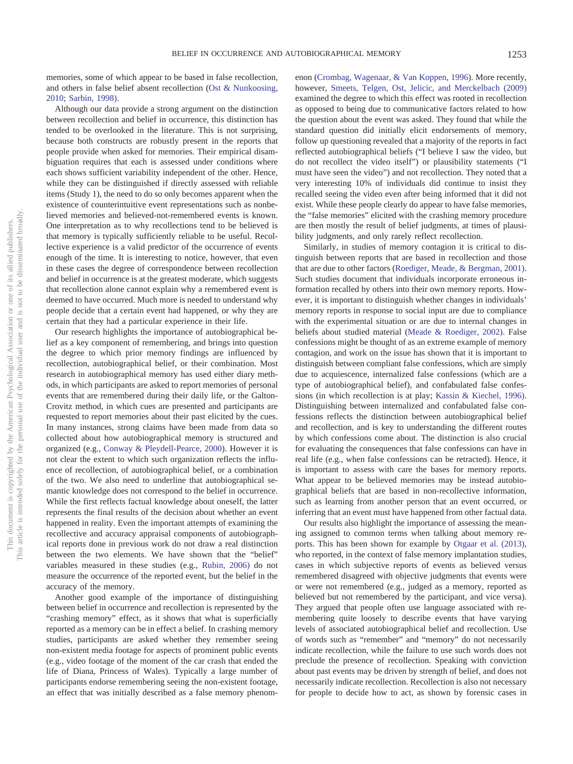memories, some of which appear to be based in false recollection, and others in false belief absent recollection (Ost & Nunkoosing, 2010; Sarbin, 1998).

Although our data provide a strong argument on the distinction between recollection and belief in occurrence, this distinction has tended to be overlooked in the literature. This is not surprising, because both constructs are robustly present in the reports that people provide when asked for memories. Their empirical disambiguation requires that each is assessed under conditions where each shows sufficient variability independent of the other. Hence, while they can be distinguished if directly assessed with reliable items (Study 1), the need to do so only becomes apparent when the existence of counterintuitive event representations such as nonbelieved memories and believed-not-remembered events is known. One interpretation as to why recollections tend to be believed is that memory is typically sufficiently reliable to be useful. Recollective experience is a valid predictor of the occurrence of events enough of the time. It is interesting to notice, however, that even in these cases the degree of correspondence between recollection and belief in occurrence is at the greatest moderate, which suggests that recollection alone cannot explain why a remembered event is deemed to have occurred. Much more is needed to understand why people decide that a certain event had happened, or why they are certain that they had a particular experience in their life.

Our research highlights the importance of autobiographical belief as a key component of remembering, and brings into question the degree to which prior memory findings are influenced by recollection, autobiographical belief, or their combination. Most research in autobiographical memory has used either diary methods, in which participants are asked to report memories of personal events that are remembered during their daily life, or the Galton-Crovitz method, in which cues are presented and participants are requested to report memories about their past elicited by the cues. In many instances, strong claims have been made from data so collected about how autobiographical memory is structured and organized (e.g., Conway & Pleydell-Pearce, 2000). However it is not clear the extent to which such organization reflects the influence of recollection, of autobiographical belief, or a combination of the two. We also need to underline that autobiographical semantic knowledge does not correspond to the belief in occurrence. While the first reflects factual knowledge about oneself, the latter represents the final results of the decision about whether an event happened in reality. Even the important attempts of examining the recollective and accuracy appraisal components of autobiographical reports done in previous work do not draw a real distinction between the two elements. We have shown that the "belief" variables measured in these studies (e.g., Rubin, 2006) do not measure the occurrence of the reported event, but the belief in the accuracy of the memory.

Another good example of the importance of distinguishing between belief in occurrence and recollection is represented by the "crashing memory" effect, as it shows that what is superficially reported as a memory can be in effect a belief. In crashing memory studies, participants are asked whether they remember seeing non-existent media footage for aspects of prominent public events (e.g., video footage of the moment of the car crash that ended the life of Diana, Princess of Wales). Typically a large number of participants endorse remembering seeing the non-existent footage, an effect that was initially described as a false memory phenomenon (Crombag, Wagenaar, & Van Koppen, 1996). More recently, however, Smeets, Telgen, Ost, Jelicic, and Merckelbach (2009) examined the degree to which this effect was rooted in recollection as opposed to being due to communicative factors related to how the question about the event was asked. They found that while the standard question did initially elicit endorsements of memory, follow up questioning revealed that a majority of the reports in fact reflected autobiographical beliefs ("I believe I saw the video, but do not recollect the video itself") or plausibility statements ("I must have seen the video") and not recollection. They noted that a very interesting 10% of individuals did continue to insist they recalled seeing the video even after being informed that it did not exist. While these people clearly do appear to have false memories, the "false memories" elicited with the crashing memory procedure are then mostly the result of belief judgments, at times of plausibility judgments, and only rarely reflect recollection.

Similarly, in studies of memory contagion it is critical to distinguish between reports that are based in recollection and those that are due to other factors (Roediger, Meade, & Bergman, 2001). Such studies document that individuals incorporate erroneous information recalled by others into their own memory reports. However, it is important to distinguish whether changes in individuals' memory reports in response to social input are due to compliance with the experimental situation or are due to internal changes in beliefs about studied material (Meade & Roediger, 2002). False confessions might be thought of as an extreme example of memory contagion, and work on the issue has shown that it is important to distinguish between compliant false confessions, which are simply due to acquiescence, internalized false confessions (which are a type of autobiographical belief), and confabulated false confessions (in which recollection is at play; Kassin & Kiechel, 1996). Distinguishing between internalized and confabulated false confessions reflects the distinction between autobiographical belief and recollection, and is key to understanding the different routes by which confessions come about. The distinction is also crucial for evaluating the consequences that false confessions can have in real life (e.g., when false confessions can be retracted). Hence, it is important to assess with care the bases for memory reports. What appear to be believed memories may be instead autobiographical beliefs that are based in non-recollective information, such as learning from another person that an event occurred, or inferring that an event must have happened from other factual data.

Our results also highlight the importance of assessing the meaning assigned to common terms when talking about memory reports. This has been shown for example by Otgaar et al. (2013), who reported, in the context of false memory implantation studies, cases in which subjective reports of events as believed versus remembered disagreed with objective judgments that events were or were not remembered (e.g., judged as a memory, reported as believed but not remembered by the participant, and vice versa). They argued that people often use language associated with remembering quite loosely to describe events that have varying levels of associated autobiographical belief and recollection. Use of words such as "remember" and "memory" do not necessarily indicate recollection, while the failure to use such words does not preclude the presence of recollection. Speaking with conviction about past events may be driven by strength of belief, and does not necessarily indicate recollection. Recollection is also not necessary for people to decide how to act, as shown by forensic cases in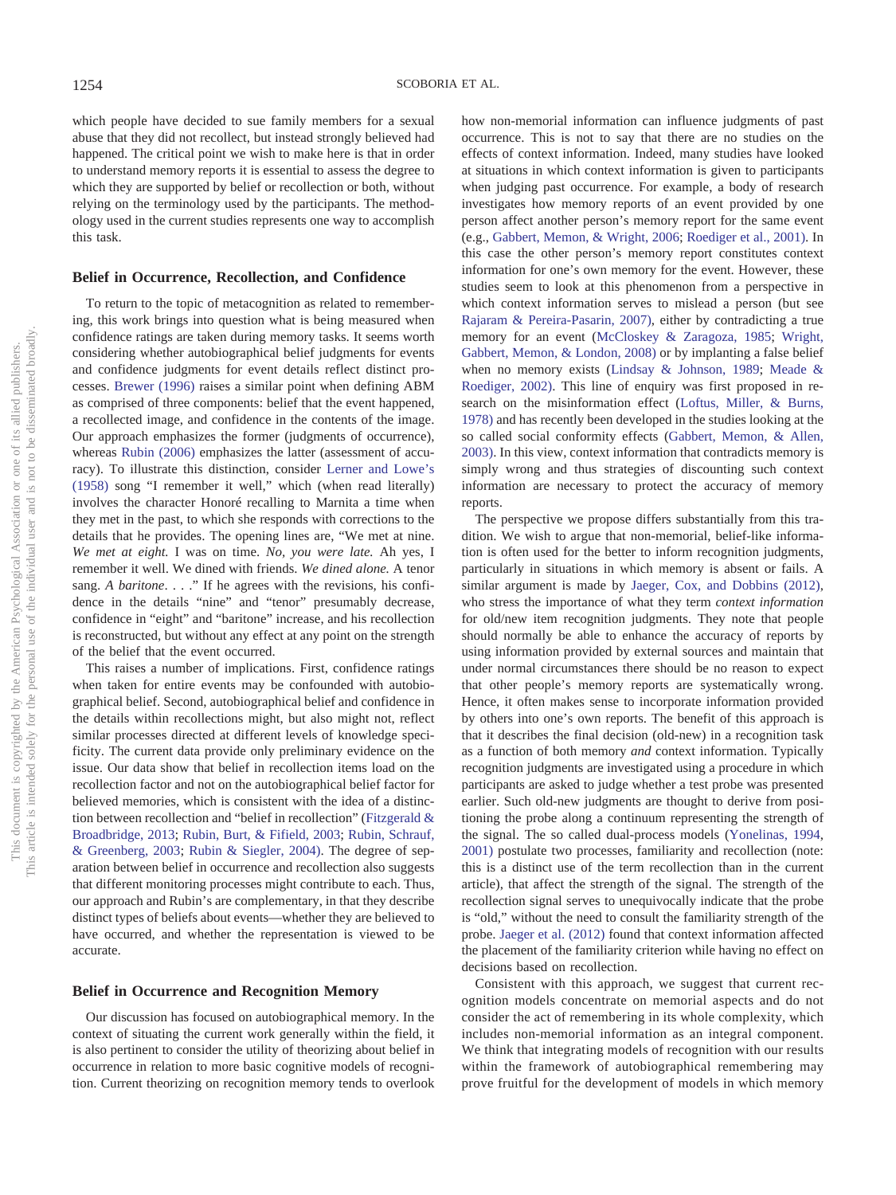which people have decided to sue family members for a sexual abuse that they did not recollect, but instead strongly believed had happened. The critical point we wish to make here is that in order to understand memory reports it is essential to assess the degree to which they are supported by belief or recollection or both, without relying on the terminology used by the participants. The methodology used in the current studies represents one way to accomplish this task.

## Belief in Occurrence, Recollection, and Confidence

To return to the topic of metacognition as related to remembering, this work brings into question what is being measured when confidence ratings are taken during memory tasks. It seems worth considering whether autobiographical belief judgments for events and confidence judgments for event details reflect distinct processes. Brewer (1996) raises a similar point when defining ABM as comprised of three components: belief that the event happened, a recollected image, and confidence in the contents of the image. Our approach emphasizes the former (judgments of occurrence), whereas Rubin (2006) emphasizes the latter (assessment of accuracy). To illustrate this distinction, consider Lerner and Lowe's (1958) song "I remember it well," which (when read literally) involves the character Honoré recalling to Marnita a time when they met in the past, to which she responds with corrections to the details that he provides. The opening lines are, "We met at nine. *We met at eight.* I was on time. *No, you were late.* Ah yes, I remember it well. We dined with friends. *We dined alone.* A tenor sang. *A baritone*. . . ." If he agrees with the revisions, his confidence in the details "nine" and "tenor" presumably decrease, confidence in "eight" and "baritone" increase, and his recollection is reconstructed, but without any effect at any point on the strength of the belief that the event occurred.

This raises a number of implications. First, confidence ratings when taken for entire events may be confounded with autobiographical belief. Second, autobiographical belief and confidence in the details within recollections might, but also might not, reflect similar processes directed at different levels of knowledge specificity. The current data provide only preliminary evidence on the issue. Our data show that belief in recollection items load on the recollection factor and not on the autobiographical belief factor for believed memories, which is consistent with the idea of a distinction between recollection and "belief in recollection" (Fitzgerald & Broadbridge, 2013; Rubin, Burt, & Fifield, 2003; Rubin, Schrauf, & Greenberg, 2003; Rubin & Siegler, 2004). The degree of separation between belief in occurrence and recollection also suggests that different monitoring processes might contribute to each. Thus, our approach and Rubin's are complementary, in that they describe distinct types of beliefs about events—whether they are believed to have occurred, and whether the representation is viewed to be accurate.

## Belief in Occurrence and Recognition Memory

Our discussion has focused on autobiographical memory. In the context of situating the current work generally within the field, it is also pertinent to consider the utility of theorizing about belief in occurrence in relation to more basic cognitive models of recognition. Current theorizing on recognition memory tends to overlook how non-memorial information can influence judgments of past occurrence. This is not to say that there are no studies on the effects of context information. Indeed, many studies have looked at situations in which context information is given to participants when judging past occurrence. For example, a body of research investigates how memory reports of an event provided by one person affect another person's memory report for the same event (e.g., Gabbert, Memon, & Wright, 2006; Roediger et al., 2001). In this case the other person's memory report constitutes context information for one's own memory for the event. However, these studies seem to look at this phenomenon from a perspective in which context information serves to mislead a person (but see Rajaram & Pereira-Pasarin, 2007), either by contradicting a true memory for an event (McCloskey & Zaragoza, 1985; Wright, Gabbert, Memon, & London, 2008) or by implanting a false belief when no memory exists (Lindsay & Johnson, 1989; Meade & Roediger, 2002). This line of enquiry was first proposed in research on the misinformation effect (Loftus, Miller, & Burns, 1978) and has recently been developed in the studies looking at the so called social conformity effects (Gabbert, Memon, & Allen, 2003). In this view, context information that contradicts memory is simply wrong and thus strategies of discounting such context information are necessary to protect the accuracy of memory reports.

The perspective we propose differs substantially from this tradition. We wish to argue that non-memorial, belief-like information is often used for the better to inform recognition judgments, particularly in situations in which memory is absent or fails. A similar argument is made by Jaeger, Cox, and Dobbins (2012), who stress the importance of what they term *context information* for old/new item recognition judgments. They note that people should normally be able to enhance the accuracy of reports by using information provided by external sources and maintain that under normal circumstances there should be no reason to expect that other people's memory reports are systematically wrong. Hence, it often makes sense to incorporate information provided by others into one's own reports. The benefit of this approach is that it describes the final decision (old-new) in a recognition task as a function of both memory *and* context information. Typically recognition judgments are investigated using a procedure in which participants are asked to judge whether a test probe was presented earlier. Such old-new judgments are thought to derive from positioning the probe along a continuum representing the strength of the signal. The so called dual-process models (Yonelinas, 1994, 2001) postulate two processes, familiarity and recollection (note: this is a distinct use of the term recollection than in the current article), that affect the strength of the signal. The strength of the recollection signal serves to unequivocally indicate that the probe is "old," without the need to consult the familiarity strength of the probe. Jaeger et al. (2012) found that context information affected the placement of the familiarity criterion while having no effect on decisions based on recollection.

Consistent with this approach, we suggest that current recognition models concentrate on memorial aspects and do not consider the act of remembering in its whole complexity, which includes non-memorial information as an integral component. We think that integrating models of recognition with our results within the framework of autobiographical remembering may prove fruitful for the development of models in which memory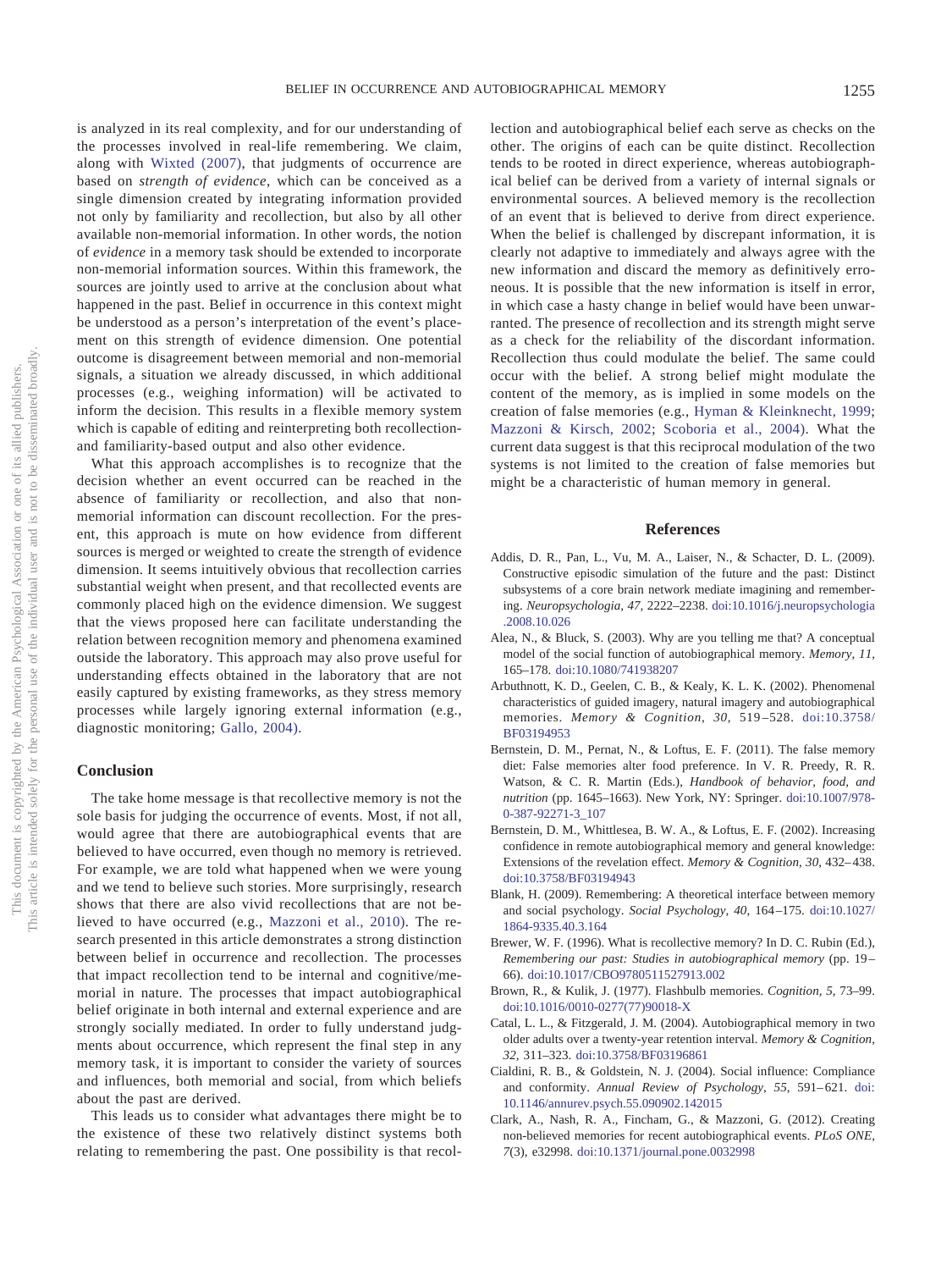is analyzed in its real complexity, and for our understanding of the processes involved in real-life remembering. We claim, along with Wixted (2007), that judgments of occurrence are based on *strength of evidence*, which can be conceived as a single dimension created by integrating information provided not only by familiarity and recollection, but also by all other available non-memorial information. In other words, the notion of *evidence* in a memory task should be extended to incorporate non-memorial information sources. Within this framework, the sources are jointly used to arrive at the conclusion about what happened in the past. Belief in occurrence in this context might be understood as a person's interpretation of the event's placement on this strength of evidence dimension. One potential outcome is disagreement between memorial and non-memorial signals, a situation we already discussed, in which additional processes (e.g., weighing information) will be activated to inform the decision. This results in a flexible memory system which is capable of editing and reinterpreting both recollection- and familiarity-based output and also other evidence.

What this approach accomplishes is to recognize that the decision whether an event occurred can be reached in the absence of familiarity or recollection, and also that non-memorial information can discount recollection. For the present, this approach is mute on how evidence from different sources is merged or weighted to create the strength of evidence dimension. It seems intuitively obvious that recollection carries substantial weight when present, and that recollected events are commonly placed high on the evidence dimension. We suggest that the views proposed here can facilitate understanding the relation between recognition memory and phenomena examined outside the laboratory. This approach may also prove useful for understanding effects obtained in the laboratory that are not easily captured by existing frameworks, as they stress memory processes while largely ignoring external information (e.g., diagnostic monitoring; Gallo, 2004).

## Conclusion

The take home message is that recollective memory is not the sole basis for judging the occurrence of events. Most, if not all, would agree that there are autobiographical events that are believed to have occurred, even though no memory is retrieved. For example, we are told what happened when we were young and we tend to believe such stories. More surprisingly, research shows that there are also vivid recollections that are not believed to have occurred (e.g., Mazzoni et al., 2010). The research presented in this article demonstrates a strong distinction between belief in occurrence and recollection. The processes that impact recollection tend to be internal and cognitive/memorial in nature. The processes that impact autobiographical belief originate in both internal and external experience and are strongly socially mediated. In order to fully understand judgments about occurrence, which represent the final step in any memory task, it is important to consider the variety of sources and influences, both memorial and social, from which beliefs about the past are derived.

This leads us to consider what advantages there might be to the existence of these two relatively distinct systems both relating to remembering the past. One possibility is that recollection and autobiographical belief each serve as checks on the other. The origins of each can be quite distinct. Recollection tends to be rooted in direct experience, whereas autobiographical belief can be derived from a variety of internal signals or environmental sources. A believed memory is the recollection of an event that is believed to derive from direct experience. When the belief is challenged by discrepant information, it is clearly not adaptive to immediately and always agree with the new information and discard the memory as definitively erroneous. It is possible that the new information is itself in error, in which case a hasty change in belief would have been unwarranted. The presence of recollection and its strength might serve as a check for the reliability of the discordant information. Recollection thus could modulate the belief. The same could occur with the belief. A strong belief might modulate the content of the memory, as is implied in some models on the creation of false memories (e.g., Hyman & Kleinknecht, 1999; Mazzoni & Kirsch, 2002; Scoboria et al., 2004). What the current data suggest is that this reciprocal modulation of the two systems is not limited to the creation of false memories but might be a characteristic of human memory in general.

## References

Addis, D. R., Pan, L., Vu, M. A., Laiser, N., & Schacter, D. L. (2009). Constructive episodic simulation of the future and the past: Distinct subsystems of a core brain network mediate imagining and remembering. *Neuropsychologia, 47,* 2222–2238. doi:10.1016/j.neuropsychologia.2008.10.026

Alea, N., & Bluck, S. (2003). Why are you telling me that? A conceptual model of the social function of autobiographical memory. *Memory, 11,* 165–178. doi:10.1080/741938207

Arbuthnott, K. D., Geelen, C. B., & Kealy, K. L. K. (2002). Phenomenal characteristics of guided imagery, natural imagery and autobiographical memories. *Memory & Cognition, 30,* 519–528. doi:10.3758/BF03194953

Bernstein, D. M., Pernat, N., & Loftus, E. F. (2011). The false memory diet: False memories alter food preference. In V. R. Preedy, R. R. Watson, & C. R. Martin (Eds.), *Handbook of behavior, food, and nutrition* (pp. 1645–1663). New York, NY: Springer. doi:10.1007/978-0-387-92271-3_107

Bernstein, D. M., Whittlesea, B. W. A., & Loftus, E. F. (2002). Increasing confidence in remote autobiographical memory and general knowledge: Extensions of the revelation effect. *Memory & Cognition, 30,* 432–438. doi:10.3758/BF03194943

Blank, H. (2009). Remembering: A theoretical interface between memory and social psychology. *Social Psychology, 40,* 164–175. doi:10.1027/1864-9335.40.3.164

Brewer, W. F. (1996). What is recollective memory? In D. C. Rubin (Ed.), *Remembering our past: Studies in autobiographical memory* (pp. 19–66). doi:10.1017/CBO9780511527913.002

Brown, R., & Kulik, J. (1977). Flashbulb memories. *Cognition, 5,* 73–99. doi:10.1016/0010-0277(77)90018-X

Catal, L. L., & Fitzgerald, J. M. (2004). Autobiographical memory in two older adults over a twenty-year retention interval. *Memory & Cognition, 32,* 311–323. doi:10.3758/BF03196861

Cialdini, R. B., & Goldstein, N. J. (2004). Social influence: Compliance and conformity. *Annual Review of Psychology, 55,* 591–621. doi:10.1146/annurev.psych.55.090902.142015

Clark, A., Nash, R. A., Fincham, G., & Mazzoni, G. (2012). Creating non-believed memories for recent autobiographical events. *PLoS ONE, 7*(3), e32998. doi:10.1371/journal.pone.0032998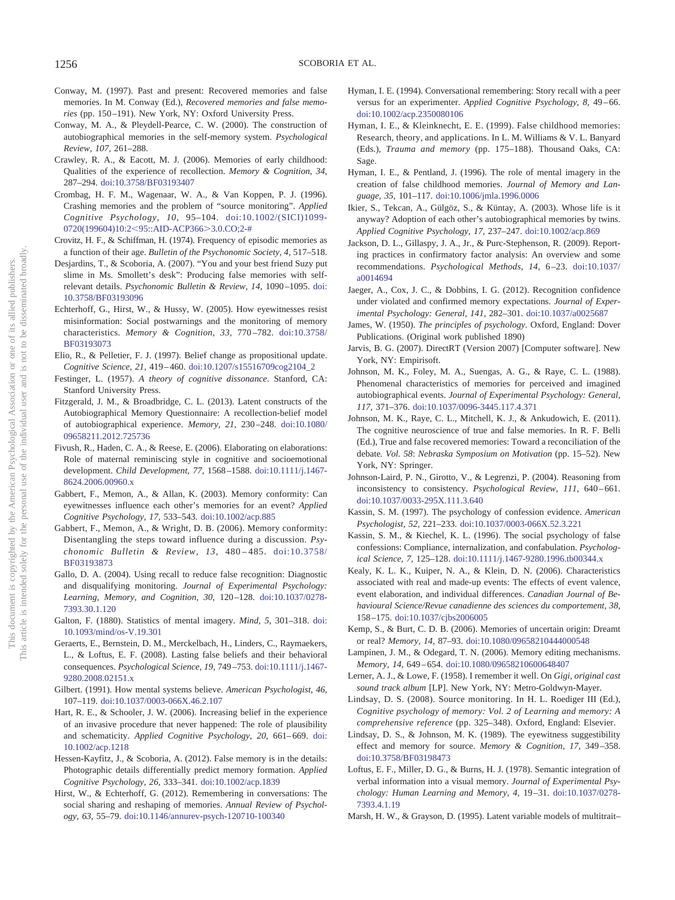Conway, M. (1997). Past and present: Recovered memories and false memories. In M. Conway (Ed.), *Recovered memories and false memories* (pp. 150–191). New York, NY: Oxford University Press.

Conway, M. A., & Pleydell-Pearce, C. W. (2000). The construction of autobiographical memories in the self-memory system. *Psychological Review, 107,* 261–288.

Crawley, R. A., & Eacott, M. J. (2006). Memories of early childhood: Qualities of the experience of recollection. *Memory & Cognition, 34,* 287–294. doi:10.3758/BF03193407

Crombag, H. F. M., Wagenaar, W. A., & Van Koppen, P. J. (1996). Crashing memories and the problem of "source monitoring". *Applied Cognitive Psychology, 10,* 95–104. doi:10.1002/(SICI)1099-0720(199604)10:2<95::AID-ACP366>3.0.CO;2-#

Crovitz, H. F., & Schiffman, H. (1974). Frequency of episodic memories as a function of their age. *Bulletin of the Psychonomic Society, 4,* 517–518.

Desjardins, T., & Scoboria, A. (2007). "You and your best friend Suzy put slime in Ms. Smollett's desk": Producing false memories with self-relevant details. *Psychonomic Bulletin & Review, 14,* 1090–1095. doi:10.3758/BF03193096

Echterhoff, G., Hirst, W., & Hussy, W. (2005). How eyewitnesses resist misinformation: Social postwarnings and the monitoring of memory characteristics. *Memory & Cognition, 33,* 770–782. doi:10.3758/BF03193073

Elio, R., & Pelletier, F. J. (1997). Belief change as propositional update. *Cognitive Science, 21,* 419–460. doi:10.1207/s15516709cog2104_2

Festinger, L. (1957). *A theory of cognitive dissonance*. Stanford, CA: Stanford University Press.

Fitzgerald, J. M., & Broadbridge, C. L. (2013). Latent constructs of the Autobiographical Memory Questionnaire: A recollection-belief model of autobiographical experience. *Memory, 21,* 230–248. doi:10.1080/09658211.2012.725736

Fivush, R., Haden, C. A., & Reese, E. (2006). Elaborating on elaborations: Role of maternal reminiscing style in cognitive and socioemotional development. *Child Development, 77,* 1568–1588. doi:10.1111/j.1467-8624.2006.00960.x

Gabbert, F., Memon, A., & Allan, K. (2003). Memory conformity: Can eyewitnesses influence each other's memories for an event? *Applied Cognitive Psychology, 17,* 533–543. doi:10.1002/acp.885

Gabbert, F., Memon, A., & Wright, D. B. (2006). Memory conformity: Disentangling the steps toward influence during a discussion. *Psychonomic Bulletin & Review, 13,* 480–485. doi:10.3758/BF03193873

Gallo, D. A. (2004). Using recall to reduce false recognition: Diagnostic and disqualifying monitoring. *Journal of Experimental Psychology: Learning, Memory, and Cognition, 30,* 120–128. doi:10.1037/0278-7393.30.1.120

Galton, F. (1880). Statistics of mental imagery. *Mind, 5,* 301–318. doi:10.1093/mind/os-V.19.301

Geraerts, E., Bernstein, D. M., Merckelbach, H., Linders, C., Raymaekers, L., & Loftus, E. F. (2008). Lasting false beliefs and their behavioral consequences. *Psychological Science, 19,* 749–753. doi:10.1111/j.1467-9280.2008.02151.x

Gilbert. (1991). How mental systems believe. *American Psychologist, 46,* 107–119. doi:10.1037/0003-066X.46.2.107

Hart, R. E., & Schooler, J. W. (2006). Increasing belief in the experience of an invasive procedure that never happened: The role of plausibility and schematicity. *Applied Cognitive Psychology, 20,* 661–669. doi:10.1002/acp.1218

Hessen-Kayfitz, J., & Scoboria, A. (2012). False memory is in the details: Photographic details differentially predict memory formation. *Applied Cognitive Psychology, 26,* 333–341. doi:10.1002/acp.1839

Hirst, W., & Echterhoff, G. (2012). Remembering in conversations: The social sharing and reshaping of memories. *Annual Review of Psychology, 63,* 55–79. doi:10.1146/annurev-psych-120710-100340

Hyman, I. E. (1994). Conversational remembering: Story recall with a peer versus for an experimenter. *Applied Cognitive Psychology, 8,* 49–66. doi:10.1002/acp.2350080106

Hyman, I. E., & Kleinknecht, E. E. (1999). False childhood memories: Research, theory, and applications. In L. M. Williams & V. L. Banyard (Eds.), *Trauma and memory* (pp. 175–188). Thousand Oaks, CA: Sage.

Hyman, I. E., & Pentland, J. (1996). The role of mental imagery in the creation of false childhood memories. *Journal of Memory and Language, 35,* 101–117. doi:10.1006/jmla.1996.0006

Ikier, S., Tekcan, A., Gülgöz, S., & Küntay, A. (2003). Whose life is it anyway? Adoption of each other's autobiographical memories by twins. *Applied Cognitive Psychology, 17,* 237–247. doi:10.1002/acp.869

Jackson, D. L., Gillaspy, J. A., Jr., & Purc-Stephenson, R. (2009). Reporting practices in confirmatory factor analysis: An overview and some recommendations. *Psychological Methods, 14,* 6–23. doi:10.1037/a0014694

Jaeger, A., Cox, J. C., & Dobbins, I. G. (2012). Recognition confidence under violated and confirmed memory expectations. *Journal of Experimental Psychology: General, 141,* 282–301. doi:10.1037/a0025687

James, W. (1950). *The principles of psychology*. Oxford, England: Dover Publications. (Original work published 1890)

Jarvis, B. G. (2007). DirectRT (Version 2007) [Computer software]. New York, NY: Empirisoft.

Johnson, M. K., Foley, M. A., Suengas, A. G., & Raye, C. L. (1988). Phenomenal characteristics of memories for perceived and imagined autobiographical events. *Journal of Experimental Psychology: General, 117,* 371–376. doi:10.1037/0096-3445.117.4.371

Johnson, M. K., Raye, C. L., Mitchell, K. J., & Ankudowich, E. (2011). The cognitive neuroscience of true and false memories. In R. F. Belli (Ed.), True and false recovered memories: Toward a reconciliation of the debate. *Vol. 58*: *Nebraska Symposium on Motivation* (pp. 15–52). New York, NY: Springer.

Johnson-Laird, P. N., Girotto, V., & Legrenzi, P. (2004). Reasoning from inconsistency to consistency. *Psychological Review, 111,* 640–661. doi:10.1037/0033-295X.111.3.640

Kassin, S. M. (1997). The psychology of confession evidence. *American Psychologist, 52,* 221–233. doi:10.1037/0003-066X.52.3.221

Kassin, S. M., & Kiechel, K. L. (1996). The social psychology of false confessions: Compliance, internalization, and confabulation. *Psychological Science, 7,* 125–128. doi:10.1111/j.1467-9280.1996.tb00344.x

Kealy, K. L. K., Kuiper, N. A., & Klein, D. N. (2006). Characteristics associated with real and made-up events: The effects of event valence, event elaboration, and individual differences. *Canadian Journal of Behavioural Science/Revue canadienne des sciences du comportement, 38,* 158–175. doi:10.1037/cjbs2006005

Kemp, S., & Burt, C. D. B. (2006). Memories of uncertain origin: Dreamt or real? *Memory, 14,* 87–93. doi:10.1080/09658210444000548

Lampinen, J. M., & Odegard, T. N. (2006). Memory editing mechanisms. *Memory, 14,* 649–654. doi:10.1080/09658210600648407

Lerner, A. J., & Lowe, F. (1958). I remember it well. On *Gigi, original cast sound track album* [LP]. New York, NY: Metro-Goldwyn-Mayer.

Lindsay, D. S. (2008). Source monitoring. In H. L. Roediger III (Ed.), *Cognitive psychology of memory: Vol. 2 of Learning and memory: A comprehensive reference* (pp. 325–348). Oxford, England: Elsevier.

Lindsay, D. S., & Johnson, M. K. (1989). The eyewitness suggestibility effect and memory for source. *Memory & Cognition, 17,* 349–358. doi:10.3758/BF03198473

Loftus, E. F., Miller, D. G., & Burns, H. J. (1978). Semantic integration of verbal information into a visual memory. *Journal of Experimental Psychology: Human Learning and Memory, 4,* 19–31. doi:10.1037/0278-7393.4.1.19

Marsh, H. W., & Grayson, D. (1995). Latent variable models of multitrait–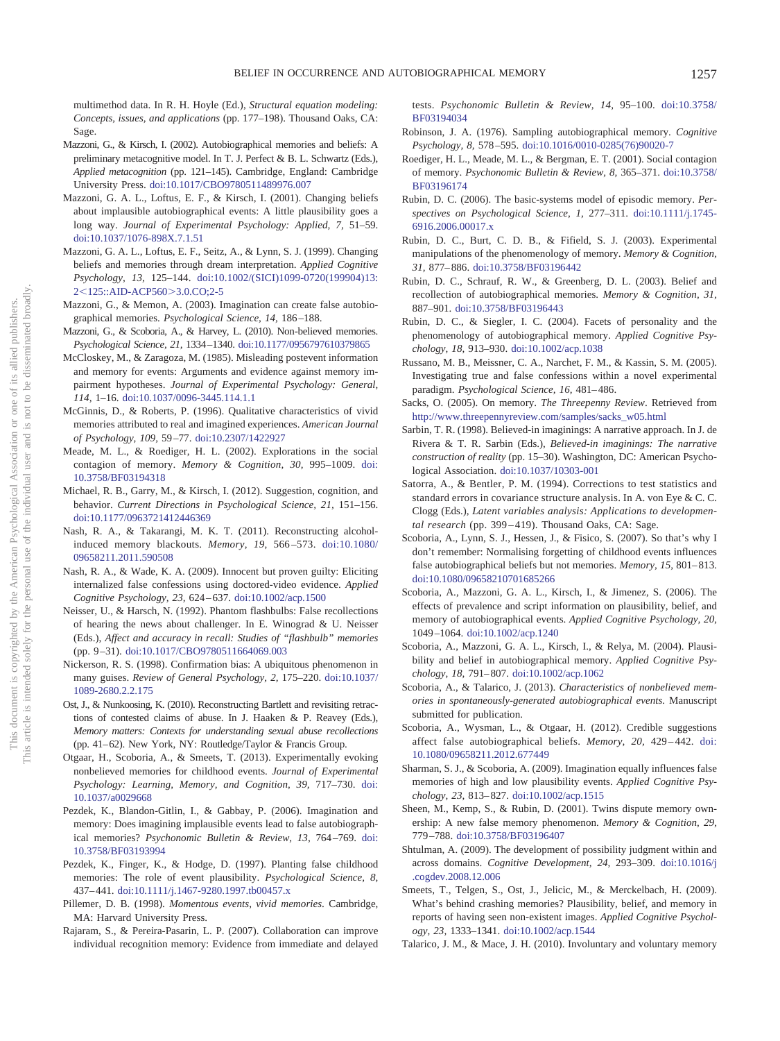multimethod data. In R. H. Hoyle (Ed.), *Structural equation modeling: Concepts, issues, and applications* (pp. 177–198). Thousand Oaks, CA: Sage.

Mazzoni, G., & Kirsch, I. (2002). Autobiographical memories and beliefs: A preliminary metacognitive model. In T. J. Perfect & B. L. Schwartz (Eds.), *Applied metacognition* (pp. 121–145). Cambridge, England: Cambridge University Press. doi:10.1017/CBO9780511489976.007

Mazzoni, G. A. L., Loftus, E. F., & Kirsch, I. (2001). Changing beliefs about implausible autobiographical events: A little plausibility goes a long way. *Journal of Experimental Psychology: Applied, 7,* 51–59. doi:10.1037/1076-898X.7.1.51

Mazzoni, G. A. L., Loftus, E. F., Seitz, A., & Lynn, S. J. (1999). Changing beliefs and memories through dream interpretation. *Applied Cognitive Psychology, 13,* 125–144. doi:10.1002/(SICI)1099-0720(199904)13:2<125::AID-ACP560>3.0.CO;2-5

Mazzoni, G., & Memon, A. (2003). Imagination can create false autobiographical memories. *Psychological Science, 14,* 186–188.

Mazzoni, G., & Scoboria, A., & Harvey, L. (2010). Non-believed memories. *Psychological Science, 21,* 1334–1340. doi:10.1177/0956797610379865

McCloskey, M., & Zaragoza, M. (1985). Misleading postevent information and memory for events: Arguments and evidence against memory impairment hypotheses. *Journal of Experimental Psychology: General, 114,* 1–16. doi:10.1037/0096-3445.114.1.1

McGinnis, D., & Roberts, P. (1996). Qualitative characteristics of vivid memories attributed to real and imagined experiences. *American Journal of Psychology, 109,* 59–77. doi:10.2307/1422927

Meade, M. L., & Roediger, H. L. (2002). Explorations in the social contagion of memory. *Memory & Cognition, 30,* 995–1009. doi:10.3758/BF03194318

Michael, R. B., Garry, M., & Kirsch, I. (2012). Suggestion, cognition, and behavior. *Current Directions in Psychological Science, 21,* 151–156. doi:10.1177/0963721412446369

Nash, R. A., & Takarangi, M. K. T. (2011). Reconstructing alcohol-induced memory blackouts. *Memory, 19,* 566–573. doi:10.1080/09658211.2011.590508

Nash, R. A., & Wade, K. A. (2009). Innocent but proven guilty: Eliciting internalized false confessions using doctored-video evidence. *Applied Cognitive Psychology, 23,* 624–637. doi:10.1002/acp.1500

Neisser, U., & Harsch, N. (1992). Phantom flashbulbs: False recollections of hearing the news about challenger. In E. Winograd & U. Neisser (Eds.), *Affect and accuracy in recall: Studies of "flashbulb" memories* (pp. 9–31). doi:10.1017/CBO9780511664069.003

Nickerson, R. S. (1998). Confirmation bias: A ubiquitous phenomenon in many guises. *Review of General Psychology, 2,* 175–220. doi:10.1037/1089-2680.2.2.175

Ost, J., & Nunkoosing, K. (2010). Reconstructing Bartlett and revisiting retractions of contested claims of abuse. In J. Haaken & P. Reavey (Eds.), *Memory matters: Contexts for understanding sexual abuse recollections* (pp. 41–62). New York, NY: Routledge/Taylor & Francis Group.

Otgaar, H., Scoboria, A., & Smeets, T. (2013). Experimentally evoking nonbelieved memories for childhood events. *Journal of Experimental Psychology: Learning, Memory, and Cognition, 39,* 717–730. doi:10.1037/a0029668

Pezdek, K., Blandon-Gitlin, I., & Gabbay, P. (2006). Imagination and memory: Does imagining implausible events lead to false autobiographical memories? *Psychonomic Bulletin & Review, 13,* 764–769. doi:10.3758/BF03193994

Pezdek, K., Finger, K., & Hodge, D. (1997). Planting false childhood memories: The role of event plausibility. *Psychological Science, 8,* 437–441. doi:10.1111/j.1467-9280.1997.tb00457.x

Pillemer, D. B. (1998). *Momentous events, vivid memories.* Cambridge, MA: Harvard University Press.

Rajaram, S., & Pereira-Pasarin, L. P. (2007). Collaboration can improve individual recognition memory: Evidence from immediate and delayed tests. *Psychonomic Bulletin & Review, 14,* 95–100. doi:10.3758/BF03194034

Robinson, J. A. (1976). Sampling autobiographical memory. *Cognitive Psychology, 8,* 578–595. doi:10.1016/0010-0285(76)90020-7

Roediger, H. L., Meade, M. L., & Bergman, E. T. (2001). Social contagion of memory. *Psychonomic Bulletin & Review, 8,* 365–371. doi:10.3758/BF03196174

Rubin, D. C. (2006). The basic-systems model of episodic memory. *Perspectives on Psychological Science, 1,* 277–311. doi:10.1111/j.1745-6916.2006.00017.x

Rubin, D. C., Burt, C. D. B., & Fifield, S. J. (2003). Experimental manipulations of the phenomenology of memory. *Memory & Cognition, 31,* 877–886. doi:10.3758/BF03196442

Rubin, D. C., Schrauf, R. W., & Greenberg, D. L. (2003). Belief and recollection of autobiographical memories. *Memory & Cognition, 31,* 887–901. doi:10.3758/BF03196443

Rubin, D. C., & Siegler, I. C. (2004). Facets of personality and the phenomenology of autobiographical memory. *Applied Cognitive Psychology, 18,* 913–930. doi:10.1002/acp.1038

Russano, M. B., Meissner, C. A., Narchet, F. M., & Kassin, S. M. (2005). Investigating true and false confessions within a novel experimental paradigm. *Psychological Science, 16,* 481–486.

Sacks, O. (2005). On memory. *The Threepenny Review*. Retrieved from http://www.threepennyreview.com/samples/sacks_w05.html

Sarbin, T. R. (1998). Believed-in imaginings: A narrative approach. In J. de Rivera & T. R. Sarbin (Eds.), *Believed-in imaginings: The narrative construction of reality* (pp. 15–30). Washington, DC: American Psychological Association. doi:10.1037/10303-001

Satorra, A., & Bentler, P. M. (1994). Corrections to test statistics and standard errors in covariance structure analysis. In A. von Eye & C. C. Clogg (Eds.), *Latent variables analysis: Applications to developmental research* (pp. 399–419). Thousand Oaks, CA: Sage.

Scoboria, A., Lynn, S. J., Hessen, J., & Fisico, S. (2007). So that's why I don't remember: Normalising forgetting of childhood events influences false autobiographical beliefs but not memories. *Memory, 15,* 801–813. doi:10.1080/09658210701685266

Scoboria, A., Mazzoni, G. A. L., Kirsch, I., & Jimenez, S. (2006). The effects of prevalence and script information on plausibility, belief, and memory of autobiographical events. *Applied Cognitive Psychology, 20,* 1049–1064. doi:10.1002/acp.1240

Scoboria, A., Mazzoni, G. A. L., Kirsch, I., & Relya, M. (2004). Plausibility and belief in autobiographical memory. *Applied Cognitive Psychology, 18,* 791–807. doi:10.1002/acp.1062

Scoboria, A., & Talarico, J. (2013). *Characteristics of nonbelieved memories in spontaneously-generated autobiographical events.* Manuscript submitted for publication.

Scoboria, A., Wysman, L., & Otgaar, H. (2012). Credible suggestions affect false autobiographical beliefs. *Memory, 20,* 429–442. doi:10.1080/09658211.2012.677449

Sharman, S. J., & Scoboria, A. (2009). Imagination equally influences false memories of high and low plausibility events. *Applied Cognitive Psychology, 23,* 813–827. doi:10.1002/acp.1515

Sheen, M., Kemp, S., & Rubin, D. (2001). Twins dispute memory ownership: A new false memory phenomenon. *Memory & Cognition, 29,* 779–788. doi:10.3758/BF03196407

Shtulman, A. (2009). The development of possibility judgment within and across domains. *Cognitive Development, 24,* 293–309. doi:10.1016/j.cogdev.2008.12.006

Smeets, T., Telgen, S., Ost, J., Jelicic, M., & Merckelbach, H. (2009). What's behind crashing memories? Plausibility, belief, and memory in reports of having seen non-existent images. *Applied Cognitive Psychology, 23,* 1333–1341. doi:10.1002/acp.1544

Talarico, J. M., & Mace, J. H. (2010). Involuntary and voluntary memory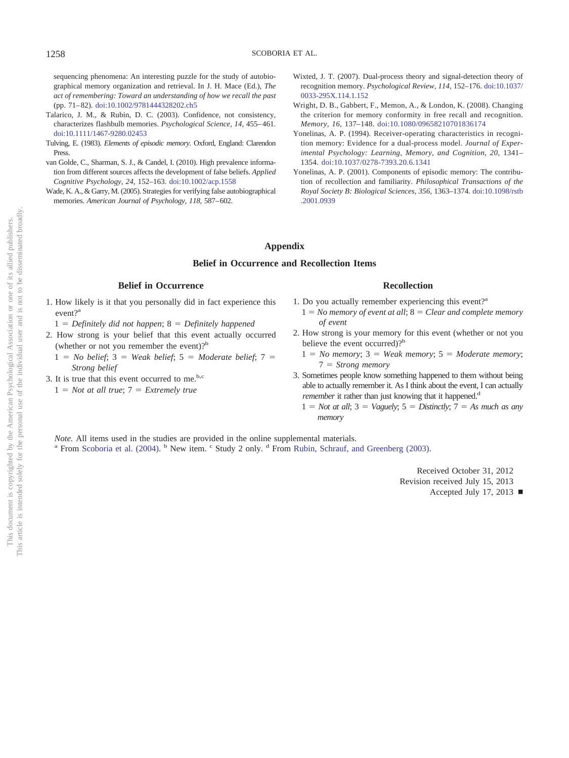sequencing phenomena: An interesting puzzle for the study of autobiographical memory organization and retrieval. In J. H. Mace (Ed.), *The act of remembering: Toward an understanding of how we recall the past* (pp. 71–82). doi:10.1002/9781444328202.ch5

Talarico, J. M., & Rubin, D. C. (2003). Confidence, not consistency, characterizes flashbulb memories. *Psychological Science, 14,* 455–461. doi:10.1111/1467-9280.02453

Tulving, E. (1983). *Elements of episodic memory*. Oxford, England: Clarendon Press.

van Golde, C., Sharman, S. J., & Candel, I. (2010). High prevalence information from different sources affects the development of false beliefs. *Applied Cognitive Psychology, 24,* 152–163. doi:10.1002/acp.1558

Wade, K. A., & Garry, M. (2005). Strategies for verifying false autobiographical memories. *American Journal of Psychology, 118,* 587–602.

Wixted, J. T. (2007). Dual-process theory and signal-detection theory of recognition memory. *Psychological Review, 114,* 152–176. doi:10.1037/0033-295X.114.1.152

Wright, D. B., Gabbert, F., Memon, A., & London, K. (2008). Changing the criterion for memory conformity in free recall and recognition. *Memory, 16,* 137–148. doi:10.1080/09658210701836174

Yonelinas, A. P. (1994). Receiver-operating characteristics in recognition memory: Evidence for a dual-process model. *Journal of Experimental Psychology: Learning, Memory, and Cognition, 20,* 1341–1354. doi:10.1037/0278-7393.20.6.1341

Yonelinas, A. P. (2001). Components of episodic memory: The contribution of recollection and familiarity. *Philosophical Transactions of the Royal Society B: Biological Sciences, 356,* 1363–1374. doi:10.1098/rstb.2001.0939

# Appendix

## Belief in Occurrence and Recollection Items

### Belief in Occurrence

1. How likely is it that you personally did in fact experience this event?[a]
   1 = *Definitely did not happen*; 8 = *Definitely happened*
2. How strong is your belief that this event actually occurred (whether or not you remember the event)?[b]
   1 = *No belief*; 3 = *Weak belief*; 5 = *Moderate belief*; 7 = *Strong belief*
3. It is true that this event occurred to me.[b,c]
   1 = *Not at all true*; 7 = *Extremely true*

### Recollection

1. Do you actually remember experiencing this event?[a]
   1 = *No memory of event at all*; 8 = *Clear and complete memory of event*
2. How strong is your memory for this event (whether or not you believe the event occurred)?[b]
   1 = *No memory*; 3 = *Weak memory*; 5 = *Moderate memory*; 7 = *Strong memory*
3. Sometimes people know something happened to them without being able to actually remember it. As I think about the event, I can actually *remember* it rather than just knowing that it happened.[d]
   1 = *Not at all*; 3 = *Vaguely*; 5 = *Distinctly*; 7 = *As much as any memory*

*Note.* All items used in the studies are provided in the online supplemental materials.
[a] From Scoboria et al. (2004). [b] New item. [c] Study 2 only. [d] From Rubin, Schrauf, and Greenberg (2003).

Received October 31, 2012
Revision received July 15, 2013
Accepted July 17, 2013 ■